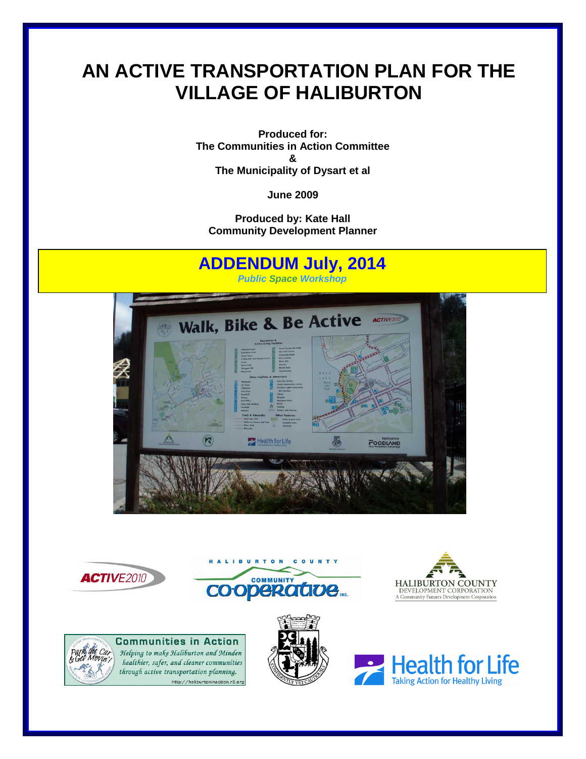# AN ACTIVE TRANSPORTATION PLAN FOR THE VILLAGE OF HALIBURTON

**Produced for:**
**The Communities in Action Committee**
**&**
**The Municipality of Dysart et al**

**June 2009**

**Produced by: Kate Hall**
**Community Development Planner**

## ADDENDUM July, 2014

***Public Space Workshop***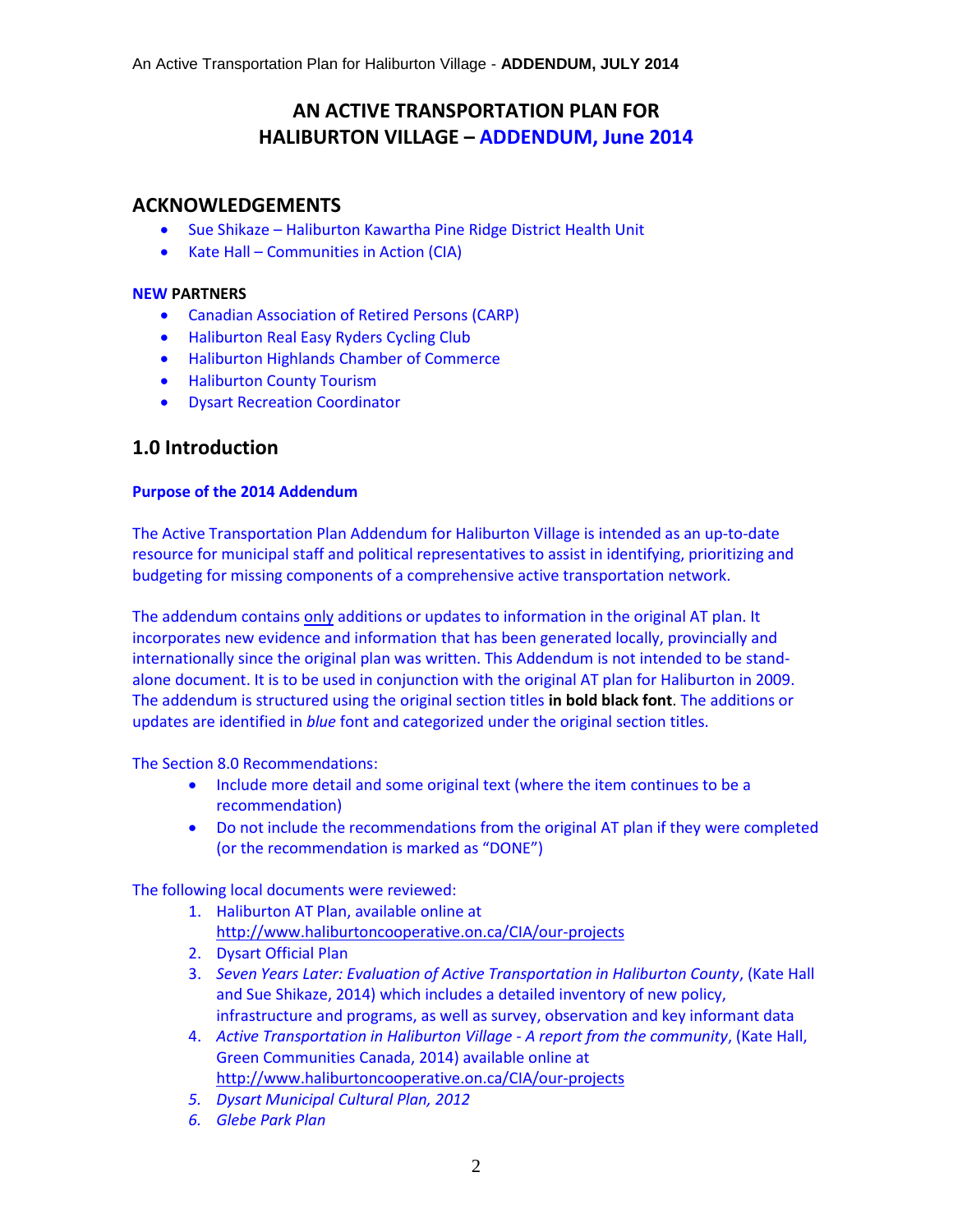# AN ACTIVE TRANSPORTATION PLAN FOR HALIBURTON VILLAGE – ADDENDUM, June 2014

## ACKNOWLEDGEMENTS

- Sue Shikaze – Haliburton Kawartha Pine Ridge District Health Unit
- Kate Hall – Communities in Action (CIA)

**NEW PARTNERS**

- Canadian Association of Retired Persons (CARP)
- Haliburton Real Easy Ryders Cycling Club
- Haliburton Highlands Chamber of Commerce
- Haliburton County Tourism
- Dysart Recreation Coordinator

## 1.0 Introduction

**Purpose of the 2014 Addendum**

The Active Transportation Plan Addendum for Haliburton Village is intended as an up-to-date resource for municipal staff and political representatives to assist in identifying, prioritizing and budgeting for missing components of a comprehensive active transportation network.

The addendum contains only additions or updates to information in the original AT plan. It incorporates new evidence and information that has been generated locally, provincially and internationally since the original plan was written. This Addendum is not intended to be stand-alone document. It is to be used in conjunction with the original AT plan for Haliburton in 2009. The addendum is structured using the original section titles **in bold black font**. The additions or updates are identified in *blue* font and categorized under the original section titles.

The Section 8.0 Recommendations:

- Include more detail and some original text (where the item continues to be a recommendation)
- Do not include the recommendations from the original AT plan if they were completed (or the recommendation is marked as "DONE")

The following local documents were reviewed:

1. Haliburton AT Plan, available online at http://www.haliburtoncooperative.on.ca/CIA/our-projects
2. Dysart Official Plan
3. *Seven Years Later: Evaluation of Active Transportation in Haliburton County*, (Kate Hall and Sue Shikaze, 2014) which includes a detailed inventory of new policy, infrastructure and programs, as well as survey, observation and key informant data
4. *Active Transportation in Haliburton Village - A report from the community*, (Kate Hall, Green Communities Canada, 2014) available online at http://www.haliburtoncooperative.on.ca/CIA/our-projects
5. *Dysart Municipal Cultural Plan, 2012*
6. *Glebe Park Plan*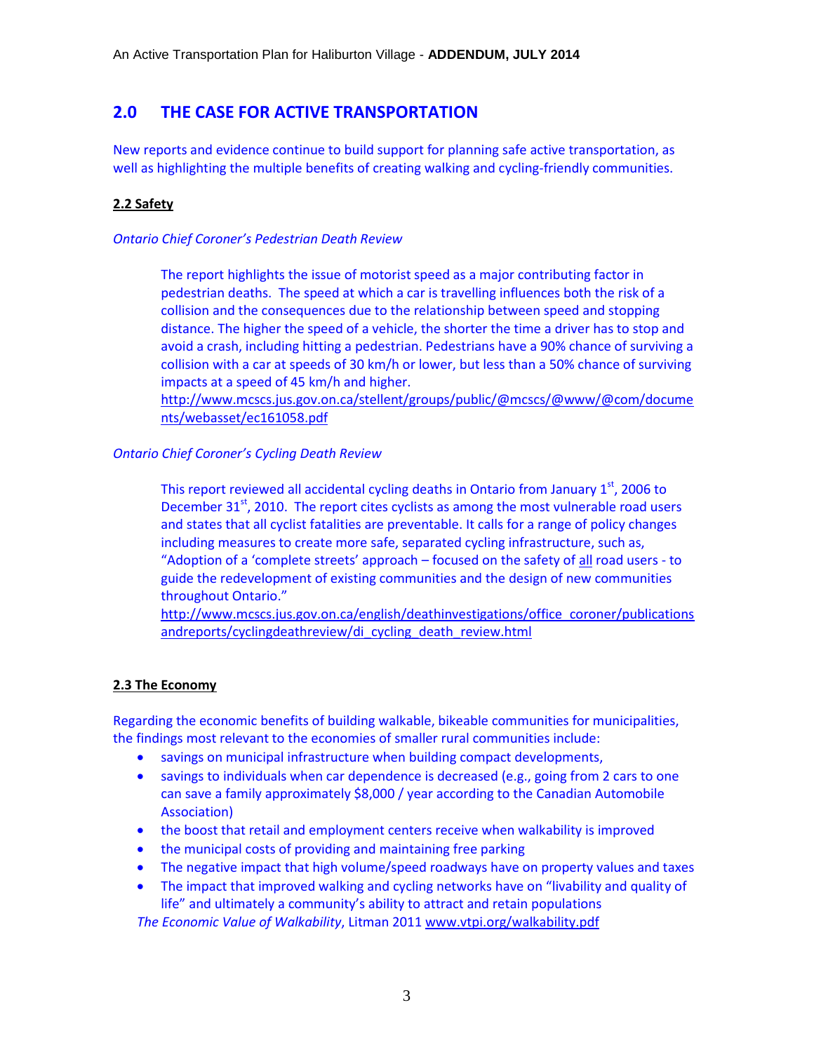## 2.0 THE CASE FOR ACTIVE TRANSPORTATION

New reports and evidence continue to build support for planning safe active transportation, as well as highlighting the multiple benefits of creating walking and cycling-friendly communities.

### 2.2 Safety

*Ontario Chief Coroner's Pedestrian Death Review*

> The report highlights the issue of motorist speed as a major contributing factor in pedestrian deaths. The speed at which a car is travelling influences both the risk of a collision and the consequences due to the relationship between speed and stopping distance. The higher the speed of a vehicle, the shorter the time a driver has to stop and avoid a crash, including hitting a pedestrian. Pedestrians have a 90% chance of surviving a collision with a car at speeds of 30 km/h or lower, but less than a 50% chance of surviving impacts at a speed of 45 km/h and higher.
> http://www.mcscs.jus.gov.on.ca/stellent/groups/public/@mcscs/@www/@com/documents/webasset/ec161058.pdf

*Ontario Chief Coroner's Cycling Death Review*

> This report reviewed all accidental cycling deaths in Ontario from January 1st, 2006 to December 31st, 2010. The report cites cyclists as among the most vulnerable road users and states that all cyclist fatalities are preventable. It calls for a range of policy changes including measures to create more safe, separated cycling infrastructure, such as, "Adoption of a 'complete streets' approach – focused on the safety of all road users - to guide the redevelopment of existing communities and the design of new communities throughout Ontario."
> http://www.mcscs.jus.gov.on.ca/english/deathinvestigations/office_coroner/publicationsandreports/cyclingdeathreview/di_cycling_death_review.html

### 2.3 The Economy

Regarding the economic benefits of building walkable, bikeable communities for municipalities, the findings most relevant to the economies of smaller rural communities include:

- savings on municipal infrastructure when building compact developments,
- savings to individuals when car dependence is decreased (e.g., going from 2 cars to one can save a family approximately $8,000 / year according to the Canadian Automobile Association)
- the boost that retail and employment centers receive when walkability is improved
- the municipal costs of providing and maintaining free parking
- The negative impact that high volume/speed roadways have on property values and taxes
- The impact that improved walking and cycling networks have on "livability and quality of life" and ultimately a community's ability to attract and retain populations

*The Economic Value of Walkability*, Litman 2011 www.vtpi.org/walkability.pdf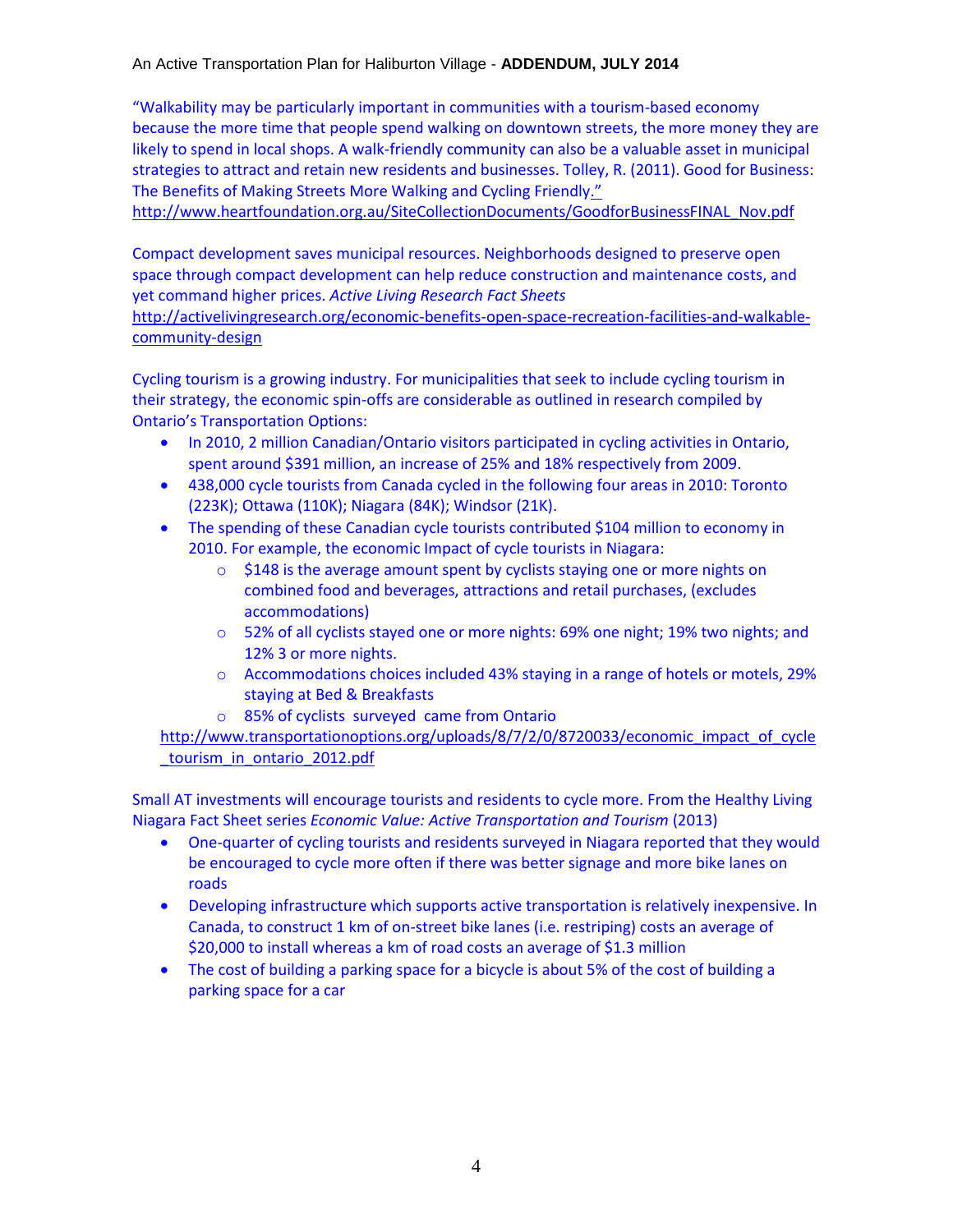"Walkability may be particularly important in communities with a tourism-based economy because the more time that people spend walking on downtown streets, the more money they are likely to spend in local shops. A walk-friendly community can also be a valuable asset in municipal strategies to attract and retain new residents and businesses. Tolley, R. (2011). Good for Business: The Benefits of Making Streets More Walking and Cycling Friendly."
http://www.heartfoundation.org.au/SiteCollectionDocuments/GoodforBusinessFINAL_Nov.pdf

Compact development saves municipal resources. Neighborhoods designed to preserve open space through compact development can help reduce construction and maintenance costs, and yet command higher prices. *Active Living Research Fact Sheets*
http://activelivingresearch.org/economic-benefits-open-space-recreation-facilities-and-walkable-community-design

Cycling tourism is a growing industry. For municipalities that seek to include cycling tourism in their strategy, the economic spin-offs are considerable as outlined in research compiled by Ontario's Transportation Options:

- In 2010, 2 million Canadian/Ontario visitors participated in cycling activities in Ontario, spent around $391 million, an increase of 25% and 18% respectively from 2009.
- 438,000 cycle tourists from Canada cycled in the following four areas in 2010: Toronto (223K); Ottawa (110K); Niagara (84K); Windsor (21K).
- The spending of these Canadian cycle tourists contributed $104 million to economy in 2010. For example, the economic Impact of cycle tourists in Niagara:
  - $148 is the average amount spent by cyclists staying one or more nights on combined food and beverages, attractions and retail purchases, (excludes accommodations)
  - 52% of all cyclists stayed one or more nights: 69% one night; 19% two nights; and 12% 3 or more nights.
  - Accommodations choices included 43% staying in a range of hotels or motels, 29% staying at Bed & Breakfasts
  - 85% of cyclists surveyed came from Ontario

http://www.transportationoptions.org/uploads/8/7/2/0/8720033/economic_impact_of_cycle_tourism_in_ontario_2012.pdf

Small AT investments will encourage tourists and residents to cycle more. From the Healthy Living Niagara Fact Sheet series *Economic Value: Active Transportation and Tourism* (2013)

- One-quarter of cycling tourists and residents surveyed in Niagara reported that they would be encouraged to cycle more often if there was better signage and more bike lanes on roads
- Developing infrastructure which supports active transportation is relatively inexpensive. In Canada, to construct 1 km of on-street bike lanes (i.e. restriping) costs an average of $20,000 to install whereas a km of road costs an average of $1.3 million
- The cost of building a parking space for a bicycle is about 5% of the cost of building a parking space for a car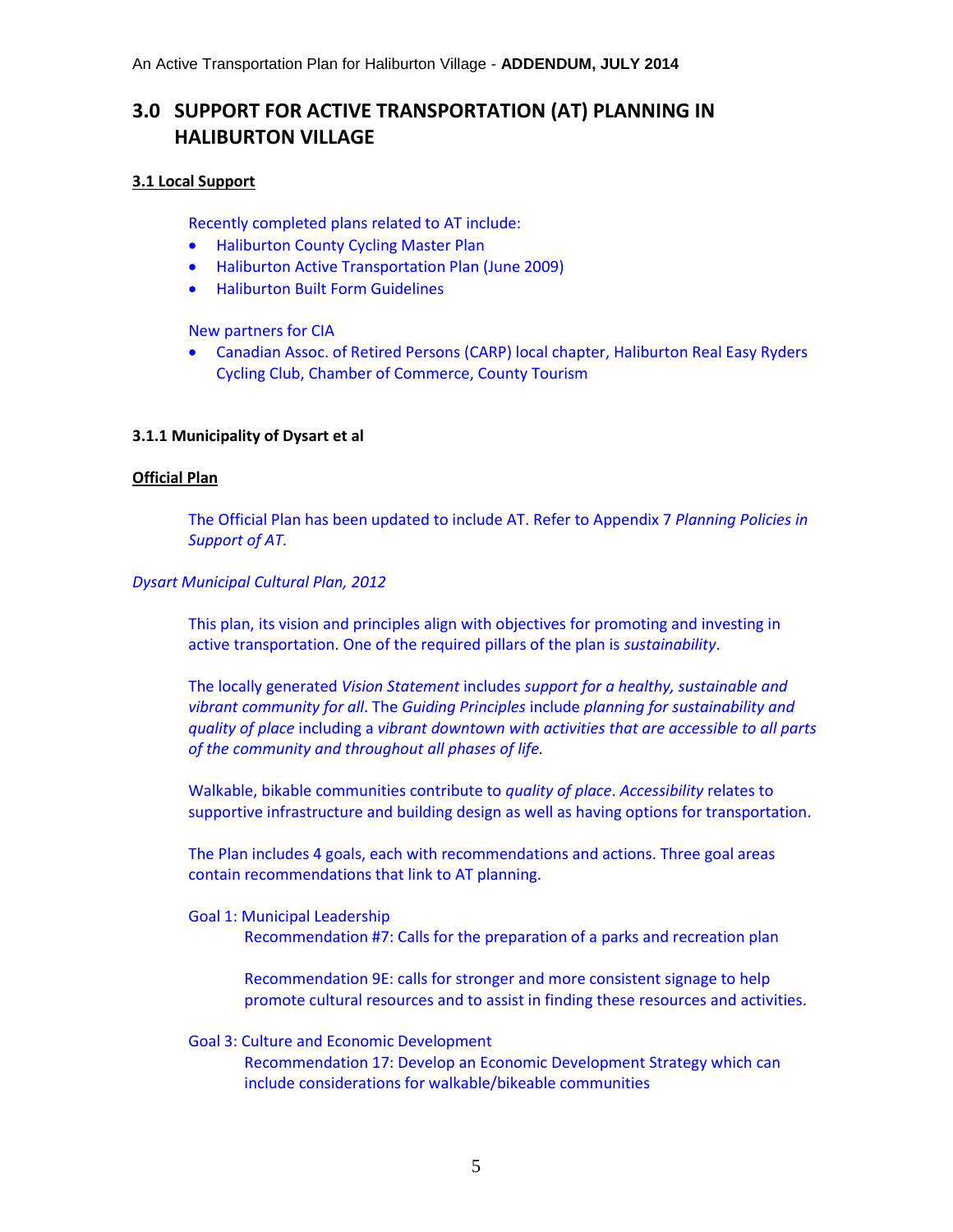## 3.0 SUPPORT FOR ACTIVE TRANSPORTATION (AT) PLANNING IN HALIBURTON VILLAGE

### 3.1 Local Support

Recently completed plans related to AT include:

- Haliburton County Cycling Master Plan
- Haliburton Active Transportation Plan (June 2009)
- Haliburton Built Form Guidelines

New partners for CIA

- Canadian Assoc. of Retired Persons (CARP) local chapter, Haliburton Real Easy Ryders Cycling Club, Chamber of Commerce, County Tourism

#### 3.1.1 Municipality of Dysart et al

**Official Plan**

The Official Plan has been updated to include AT. Refer to Appendix 7 *Planning Policies in Support of AT.*

*Dysart Municipal Cultural Plan, 2012*

This plan, its vision and principles align with objectives for promoting and investing in active transportation. One of the required pillars of the plan is *sustainability*.

The locally generated *Vision Statement* includes *support for a healthy, sustainable and vibrant community for all*. The *Guiding Principles* include *planning for sustainability and quality of place* including a *vibrant downtown with activities that are accessible to all parts of the community and throughout all phases of life.*

Walkable, bikable communities contribute to *quality of place*. *Accessibility* relates to supportive infrastructure and building design as well as having options for transportation.

The Plan includes 4 goals, each with recommendations and actions. Three goal areas contain recommendations that link to AT planning.

Goal 1: Municipal Leadership

Recommendation #7: Calls for the preparation of a parks and recreation plan

Recommendation 9E: calls for stronger and more consistent signage to help promote cultural resources and to assist in finding these resources and activities.

Goal 3: Culture and Economic Development

Recommendation 17: Develop an Economic Development Strategy which can include considerations for walkable/bikeable communities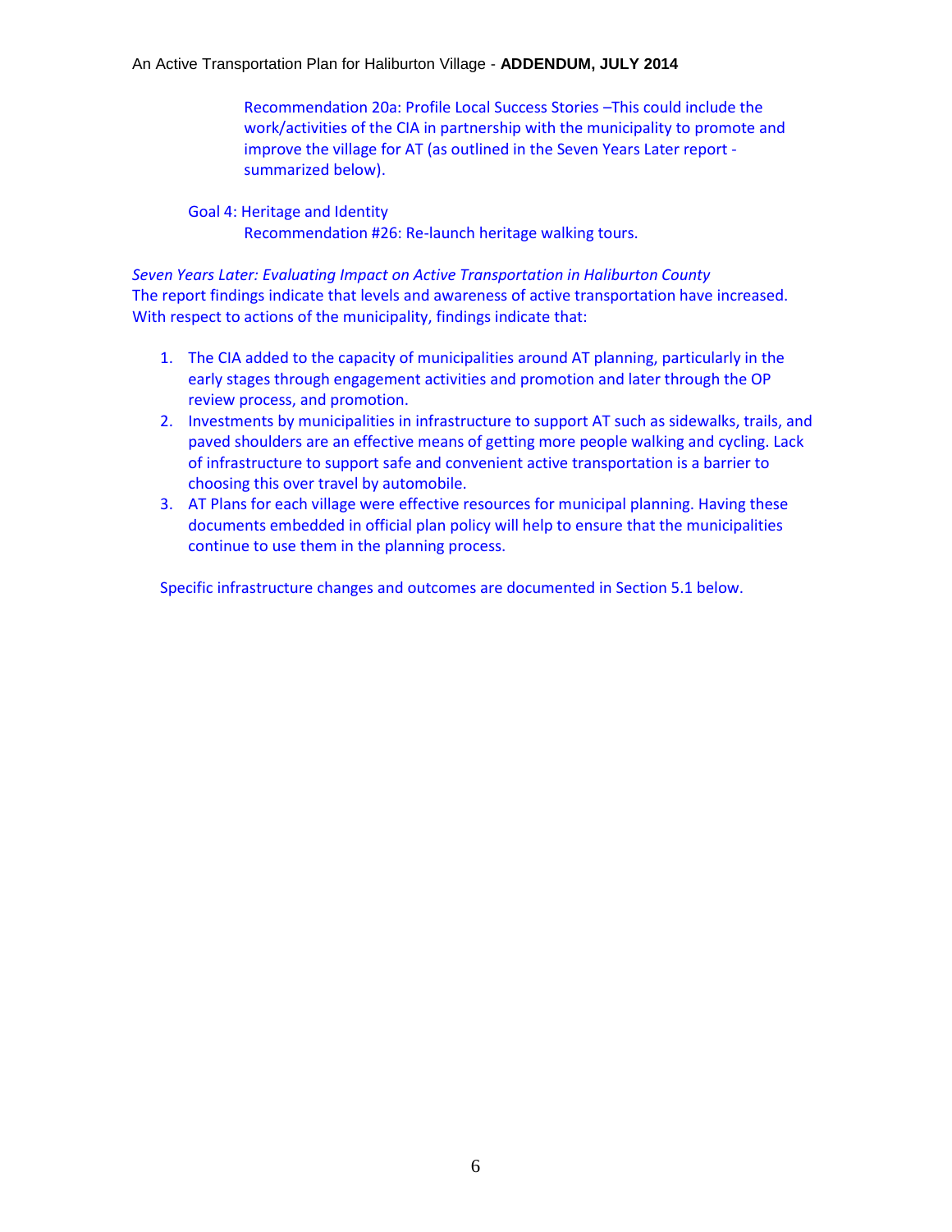Recommendation 20a: Profile Local Success Stories –This could include the work/activities of the CIA in partnership with the municipality to promote and improve the village for AT (as outlined in the Seven Years Later report - summarized below).

Goal 4: Heritage and Identity

Recommendation #26: Re-launch heritage walking tours.

*Seven Years Later: Evaluating Impact on Active Transportation in Haliburton County*

The report findings indicate that levels and awareness of active transportation have increased. With respect to actions of the municipality, findings indicate that:

1. The CIA added to the capacity of municipalities around AT planning, particularly in the early stages through engagement activities and promotion and later through the OP review process, and promotion.
2. Investments by municipalities in infrastructure to support AT such as sidewalks, trails, and paved shoulders are an effective means of getting more people walking and cycling. Lack of infrastructure to support safe and convenient active transportation is a barrier to choosing this over travel by automobile.
3. AT Plans for each village were effective resources for municipal planning. Having these documents embedded in official plan policy will help to ensure that the municipalities continue to use them in the planning process.

Specific infrastructure changes and outcomes are documented in Section 5.1 below.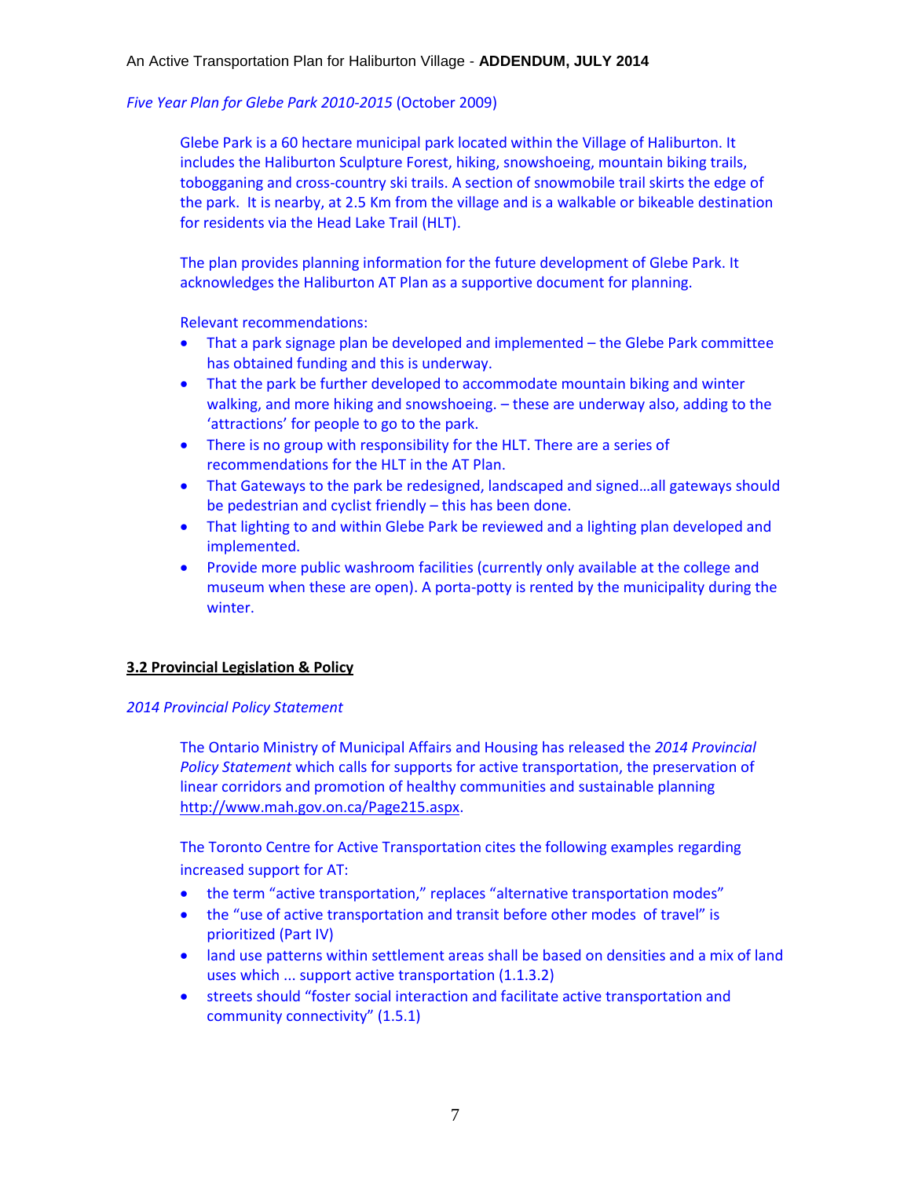*Five Year Plan for Glebe Park 2010-2015* (October 2009)

Glebe Park is a 60 hectare municipal park located within the Village of Haliburton. It includes the Haliburton Sculpture Forest, hiking, snowshoeing, mountain biking trails, tobogganing and cross-country ski trails. A section of snowmobile trail skirts the edge of the park. It is nearby, at 2.5 Km from the village and is a walkable or bikeable destination for residents via the Head Lake Trail (HLT).

The plan provides planning information for the future development of Glebe Park. It acknowledges the Haliburton AT Plan as a supportive document for planning.

Relevant recommendations:

- That a park signage plan be developed and implemented – the Glebe Park committee has obtained funding and this is underway.
- That the park be further developed to accommodate mountain biking and winter walking, and more hiking and snowshoeing. – these are underway also, adding to the 'attractions' for people to go to the park.
- There is no group with responsibility for the HLT. There are a series of recommendations for the HLT in the AT Plan.
- That Gateways to the park be redesigned, landscaped and signed…all gateways should be pedestrian and cyclist friendly – this has been done.
- That lighting to and within Glebe Park be reviewed and a lighting plan developed and implemented.
- Provide more public washroom facilities (currently only available at the college and museum when these are open). A porta-potty is rented by the municipality during the winter.

## 3.2 Provincial Legislation & Policy

*2014 Provincial Policy Statement*

The Ontario Ministry of Municipal Affairs and Housing has released the *2014 Provincial Policy Statement* which calls for supports for active transportation, the preservation of linear corridors and promotion of healthy communities and sustainable planning http://www.mah.gov.on.ca/Page215.aspx.

The Toronto Centre for Active Transportation cites the following examples regarding increased support for AT:

- the term "active transportation," replaces "alternative transportation modes"
- the "use of active transportation and transit before other modes of travel" is prioritized (Part IV)
- land use patterns within settlement areas shall be based on densities and a mix of land uses which ... support active transportation (1.1.3.2)
- streets should "foster social interaction and facilitate active transportation and community connectivity" (1.5.1)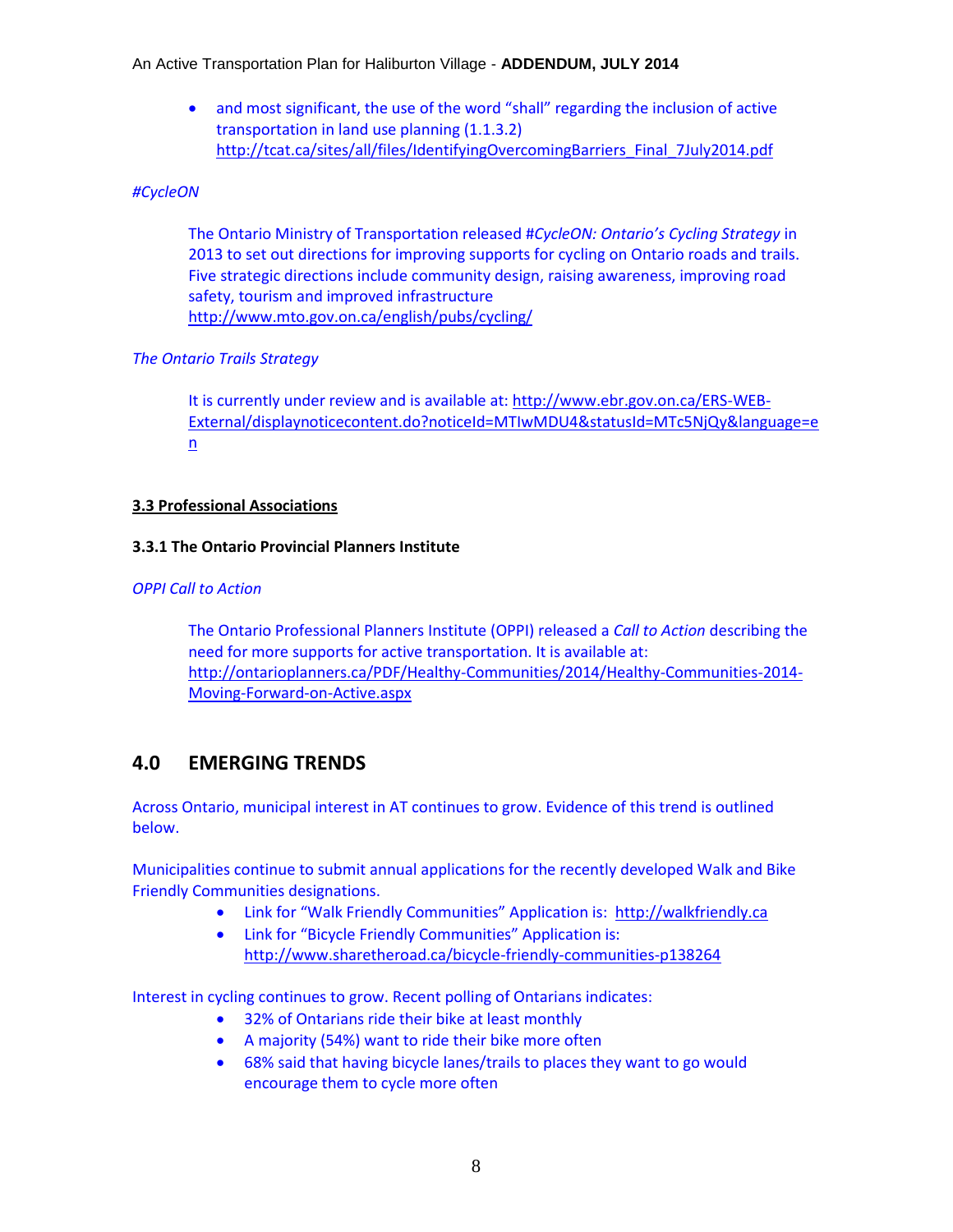- and most significant, the use of the word "shall" regarding the inclusion of active transportation in land use planning (1.1.3.2) http://tcat.ca/sites/all/files/IdentifyingOvercomingBarriers_Final_7July2014.pdf

*#CycleON*

The Ontario Ministry of Transportation released *#CycleON: Ontario's Cycling Strategy* in 2013 to set out directions for improving supports for cycling on Ontario roads and trails. Five strategic directions include community design, raising awareness, improving road safety, tourism and improved infrastructure http://www.mto.gov.on.ca/english/pubs/cycling/

*The Ontario Trails Strategy*

It is currently under review and is available at: http://www.ebr.gov.on.ca/ERS-WEB-External/displaynoticecontent.do?noticeId=MTIwMDU4&statusId=MTc5NjQy&language=en

**3.3 Professional Associations**

**3.3.1 The Ontario Provincial Planners Institute**

*OPPI Call to Action*

The Ontario Professional Planners Institute (OPPI) released a *Call to Action* describing the need for more supports for active transportation. It is available at: http://ontarioplanners.ca/PDF/Healthy-Communities/2014/Healthy-Communities-2014-Moving-Forward-on-Active.aspx

## 4.0 EMERGING TRENDS

Across Ontario, municipal interest in AT continues to grow. Evidence of this trend is outlined below.

Municipalities continue to submit annual applications for the recently developed Walk and Bike Friendly Communities designations.

- Link for "Walk Friendly Communities" Application is: http://walkfriendly.ca
- Link for "Bicycle Friendly Communities" Application is: http://www.sharetheroad.ca/bicycle-friendly-communities-p138264

Interest in cycling continues to grow. Recent polling of Ontarians indicates:

- 32% of Ontarians ride their bike at least monthly
- A majority (54%) want to ride their bike more often
- 68% said that having bicycle lanes/trails to places they want to go would encourage them to cycle more often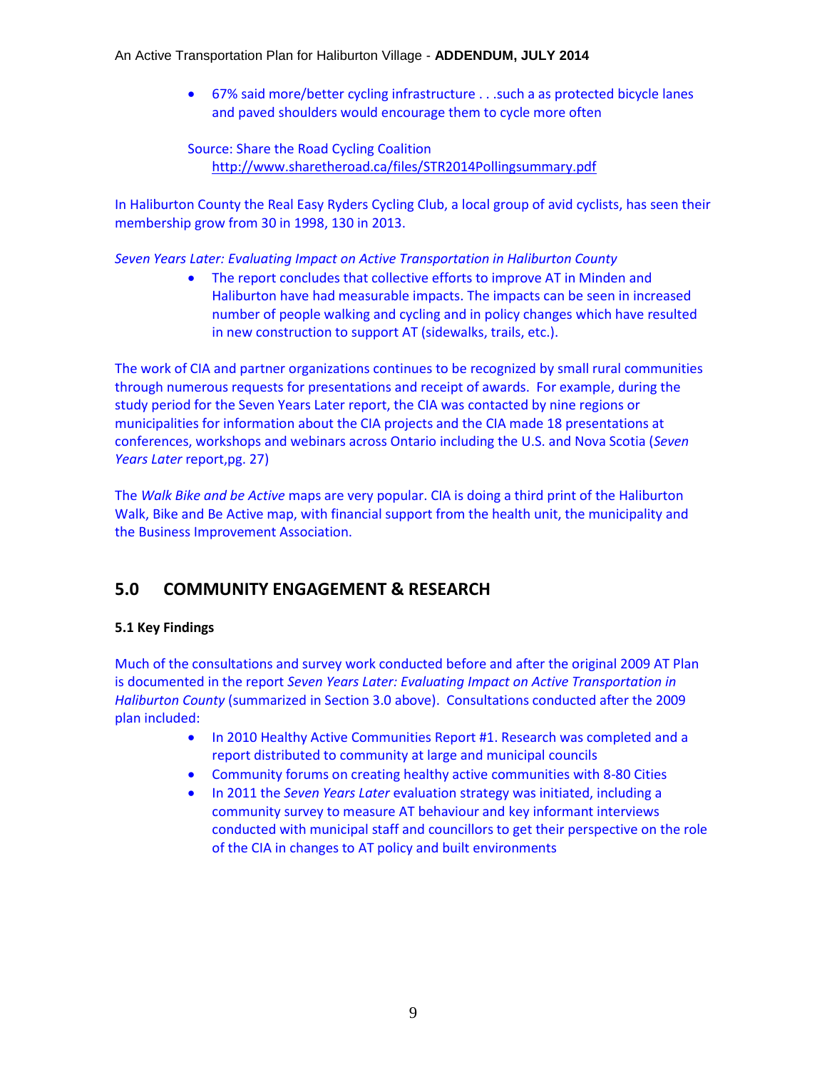- 67% said more/better cycling infrastructure . . .such a as protected bicycle lanes and paved shoulders would encourage them to cycle more often

Source: Share the Road Cycling Coalition
http://www.sharetheroad.ca/files/STR2014Pollingsummary.pdf

In Haliburton County the Real Easy Ryders Cycling Club, a local group of avid cyclists, has seen their membership grow from 30 in 1998, 130 in 2013.

*Seven Years Later: Evaluating Impact on Active Transportation in Haliburton County*

- The report concludes that collective efforts to improve AT in Minden and Haliburton have had measurable impacts. The impacts can be seen in increased number of people walking and cycling and in policy changes which have resulted in new construction to support AT (sidewalks, trails, etc.).

The work of CIA and partner organizations continues to be recognized by small rural communities through numerous requests for presentations and receipt of awards. For example, during the study period for the Seven Years Later report, the CIA was contacted by nine regions or municipalities for information about the CIA projects and the CIA made 18 presentations at conferences, workshops and webinars across Ontario including the U.S. and Nova Scotia (*Seven Years Later* report,pg. 27)

The *Walk Bike and be Active* maps are very popular. CIA is doing a third print of the Haliburton Walk, Bike and Be Active map, with financial support from the health unit, the municipality and the Business Improvement Association.

## 5.0 COMMUNITY ENGAGEMENT & RESEARCH

### 5.1 Key Findings

Much of the consultations and survey work conducted before and after the original 2009 AT Plan is documented in the report *Seven Years Later: Evaluating Impact on Active Transportation in Haliburton County* (summarized in Section 3.0 above). Consultations conducted after the 2009 plan included:

- In 2010 Healthy Active Communities Report #1. Research was completed and a report distributed to community at large and municipal councils
- Community forums on creating healthy active communities with 8-80 Cities
- In 2011 the *Seven Years Later* evaluation strategy was initiated, including a community survey to measure AT behaviour and key informant interviews conducted with municipal staff and councillors to get their perspective on the role of the CIA in changes to AT policy and built environments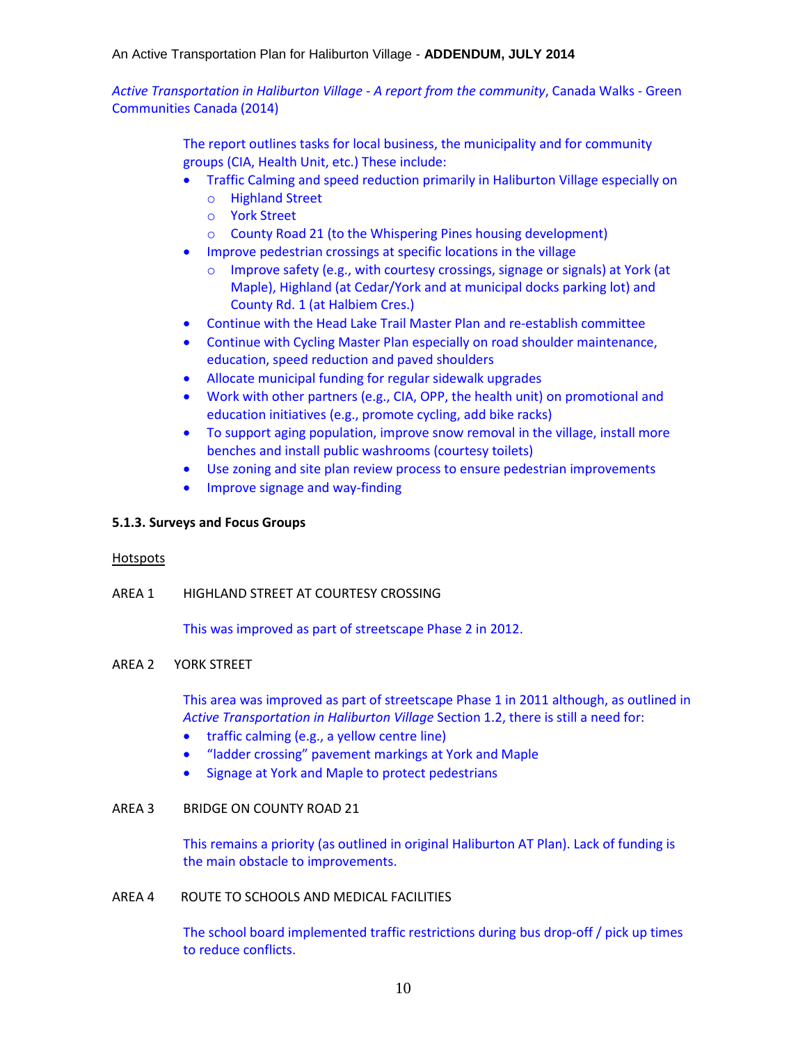*Active Transportation in Haliburton Village - A report from the community*, Canada Walks - Green Communities Canada (2014)

The report outlines tasks for local business, the municipality and for community groups (CIA, Health Unit, etc.) These include:

- Traffic Calming and speed reduction primarily in Haliburton Village especially on
  - Highland Street
  - York Street
  - County Road 21 (to the Whispering Pines housing development)
- Improve pedestrian crossings at specific locations in the village
  - Improve safety (e.g., with courtesy crossings, signage or signals) at York (at Maple), Highland (at Cedar/York and at municipal docks parking lot) and County Rd. 1 (at Halbiem Cres.)
- Continue with the Head Lake Trail Master Plan and re-establish committee
- Continue with Cycling Master Plan especially on road shoulder maintenance, education, speed reduction and paved shoulders
- Allocate municipal funding for regular sidewalk upgrades
- Work with other partners (e.g., CIA, OPP, the health unit) on promotional and education initiatives (e.g., promote cycling, add bike racks)
- To support aging population, improve snow removal in the village, install more benches and install public washrooms (courtesy toilets)
- Use zoning and site plan review process to ensure pedestrian improvements
- Improve signage and way-finding

#### 5.1.3. Surveys and Focus Groups

Hotspots

AREA 1 HIGHLAND STREET AT COURTESY CROSSING

This was improved as part of streetscape Phase 2 in 2012.

AREA 2 YORK STREET

This area was improved as part of streetscape Phase 1 in 2011 although, as outlined in *Active Transportation in Haliburton Village* Section 1.2, there is still a need for:

- traffic calming (e.g., a yellow centre line)
- "ladder crossing" pavement markings at York and Maple
- Signage at York and Maple to protect pedestrians

AREA 3 BRIDGE ON COUNTY ROAD 21

This remains a priority (as outlined in original Haliburton AT Plan). Lack of funding is the main obstacle to improvements.

AREA 4 ROUTE TO SCHOOLS AND MEDICAL FACILITIES

The school board implemented traffic restrictions during bus drop-off / pick up times to reduce conflicts.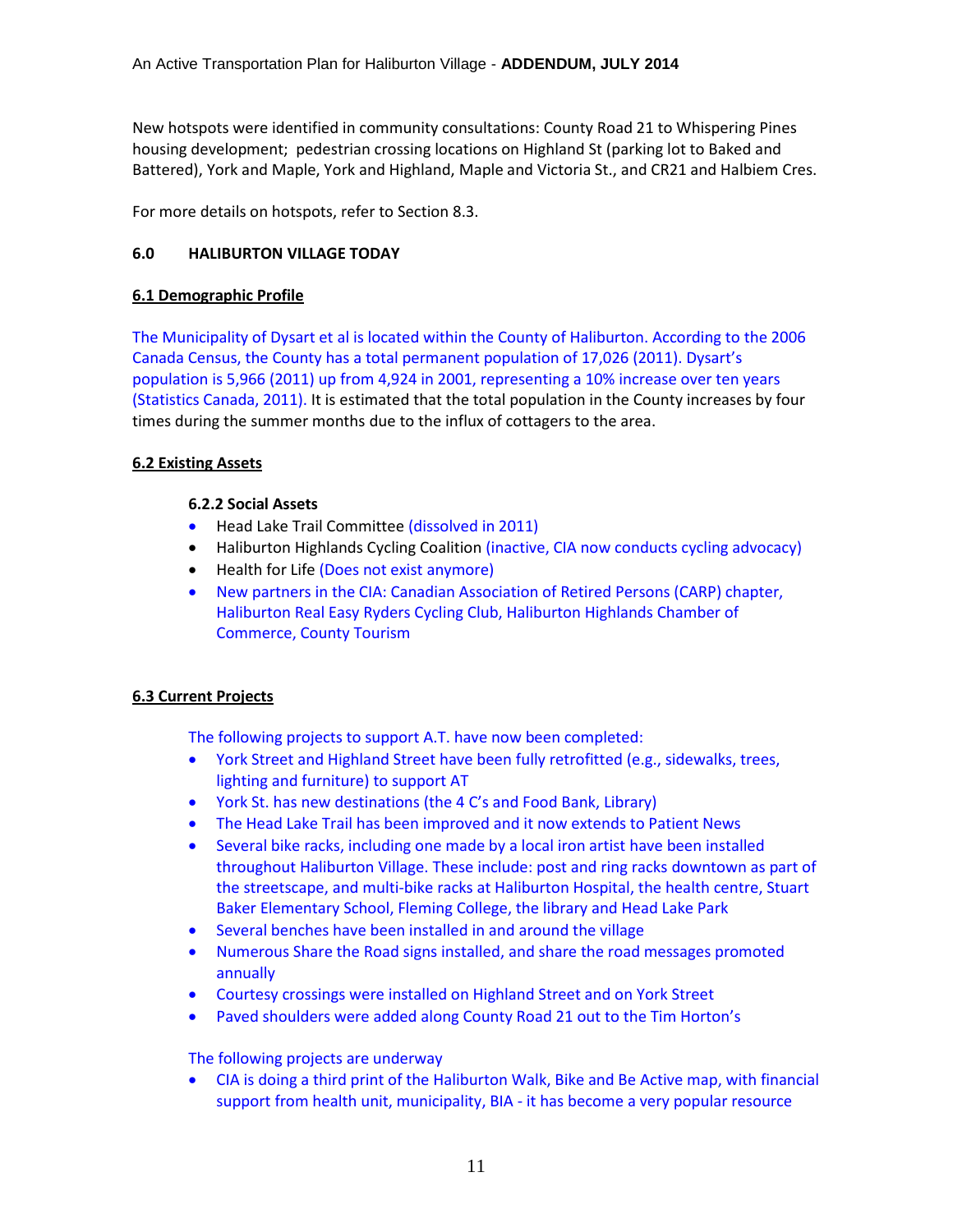New hotspots were identified in community consultations: County Road 21 to Whispering Pines housing development; pedestrian crossing locations on Highland St (parking lot to Baked and Battered), York and Maple, York and Highland, Maple and Victoria St., and CR21 and Halbiem Cres.

For more details on hotspots, refer to Section 8.3.

## 6.0 HALIBURTON VILLAGE TODAY

### 6.1 Demographic Profile

The Municipality of Dysart et al is located within the County of Haliburton. According to the 2006 Canada Census, the County has a total permanent population of 17,026 (2011). Dysart's population is 5,966 (2011) up from 4,924 in 2001, representing a 10% increase over ten years (Statistics Canada, 2011). It is estimated that the total population in the County increases by four times during the summer months due to the influx of cottagers to the area.

### 6.2 Existing Assets

#### 6.2.2 Social Assets

- Head Lake Trail Committee (dissolved in 2011)
- Haliburton Highlands Cycling Coalition (inactive, CIA now conducts cycling advocacy)
- Health for Life (Does not exist anymore)
- New partners in the CIA: Canadian Association of Retired Persons (CARP) chapter, Haliburton Real Easy Ryders Cycling Club, Haliburton Highlands Chamber of Commerce, County Tourism

### 6.3 Current Projects

The following projects to support A.T. have now been completed:

- York Street and Highland Street have been fully retrofitted (e.g., sidewalks, trees, lighting and furniture) to support AT
- York St. has new destinations (the 4 C's and Food Bank, Library)
- The Head Lake Trail has been improved and it now extends to Patient News
- Several bike racks, including one made by a local iron artist have been installed throughout Haliburton Village. These include: post and ring racks downtown as part of the streetscape, and multi-bike racks at Haliburton Hospital, the health centre, Stuart Baker Elementary School, Fleming College, the library and Head Lake Park
- Several benches have been installed in and around the village
- Numerous Share the Road signs installed, and share the road messages promoted annually
- Courtesy crossings were installed on Highland Street and on York Street
- Paved shoulders were added along County Road 21 out to the Tim Horton's

The following projects are underway

- CIA is doing a third print of the Haliburton Walk, Bike and Be Active map, with financial support from health unit, municipality, BIA - it has become a very popular resource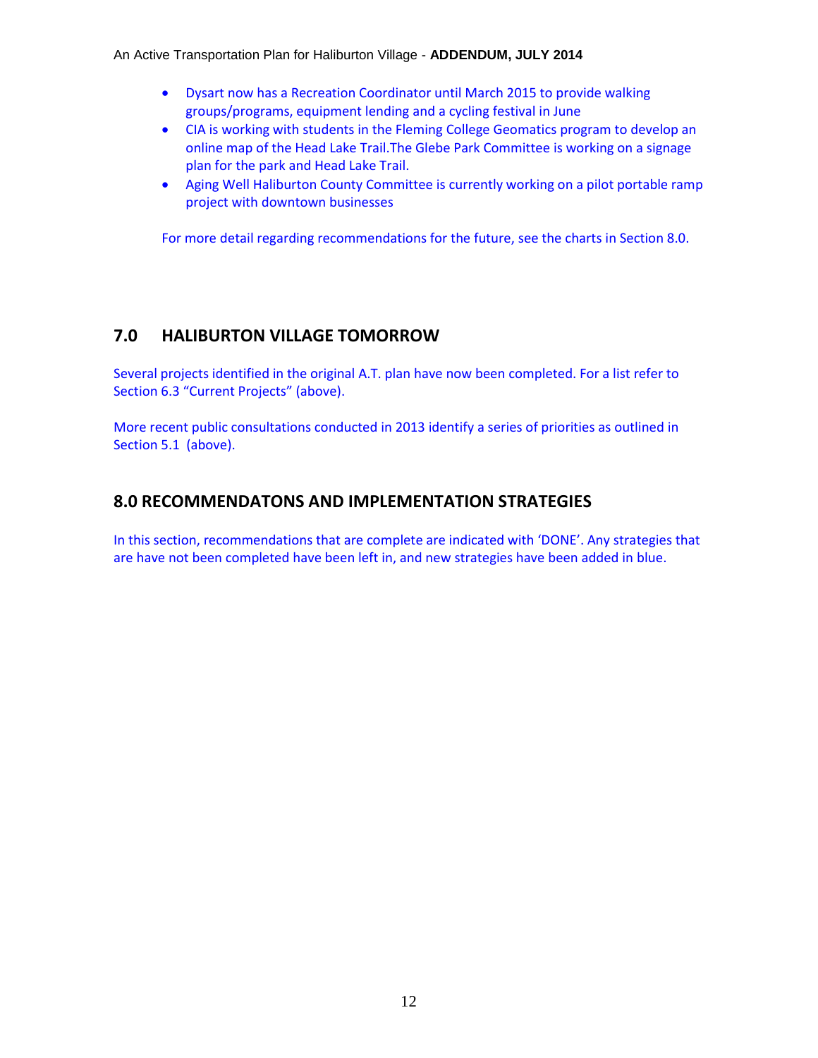- Dysart now has a Recreation Coordinator until March 2015 to provide walking groups/programs, equipment lending and a cycling festival in June
- CIA is working with students in the Fleming College Geomatics program to develop an online map of the Head Lake Trail.The Glebe Park Committee is working on a signage plan for the park and Head Lake Trail.
- Aging Well Haliburton County Committee is currently working on a pilot portable ramp project with downtown businesses

For more detail regarding recommendations for the future, see the charts in Section 8.0.

## 7.0 HALIBURTON VILLAGE TOMORROW

Several projects identified in the original A.T. plan have now been completed. For a list refer to Section 6.3 "Current Projects" (above).

More recent public consultations conducted in 2013 identify a series of priorities as outlined in Section 5.1 (above).

## 8.0 RECOMMENDATONS AND IMPLEMENTATION STRATEGIES

In this section, recommendations that are complete are indicated with 'DONE'. Any strategies that are have not been completed have been left in, and new strategies have been added in blue.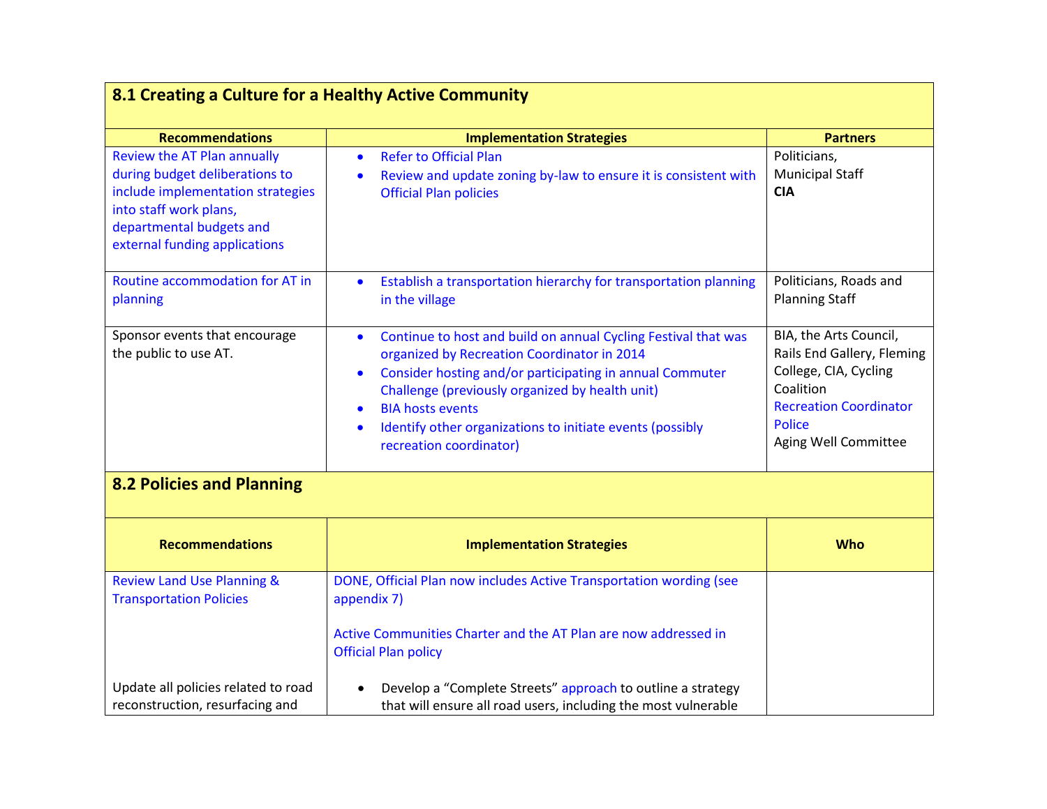## 8.1 Creating a Culture for a Healthy Active Community

| Recommendations | Implementation Strategies | Partners |
|---|---|---|
| Review the AT Plan annually during budget deliberations to include implementation strategies into staff work plans, departmental budgets and external funding applications | • Refer to Official Plan<br>• Review and update zoning by-law to ensure it is consistent with Official Plan policies | Politicians, Municipal Staff **CIA** |
| Routine accommodation for AT in planning | • Establish a transportation hierarchy for transportation planning in the village | Politicians, Roads and Planning Staff |
| Sponsor events that encourage the public to use AT. | • Continue to host and build on annual Cycling Festival that was organized by Recreation Coordinator in 2014<br>• Consider hosting and/or participating in annual Commuter Challenge (previously organized by health unit)<br>• BIA hosts events<br>• Identify other organizations to initiate events (possibly recreation coordinator) | BIA, the Arts Council, Rails End Gallery, Fleming College, CIA, Cycling Coalition<br>Recreation Coordinator<br>Police<br>Aging Well Committee |

## 8.2 Policies and Planning

| Recommendations | Implementation Strategies | Who |
|---|---|---|
| Review Land Use Planning & Transportation Policies | DONE, Official Plan now includes Active Transportation wording (see appendix 7)<br><br>Active Communities Charter and the AT Plan are now addressed in Official Plan policy | |
| Update all policies related to road reconstruction, resurfacing and | • Develop a "Complete Streets" approach to outline a strategy that will ensure all road users, including the most vulnerable | |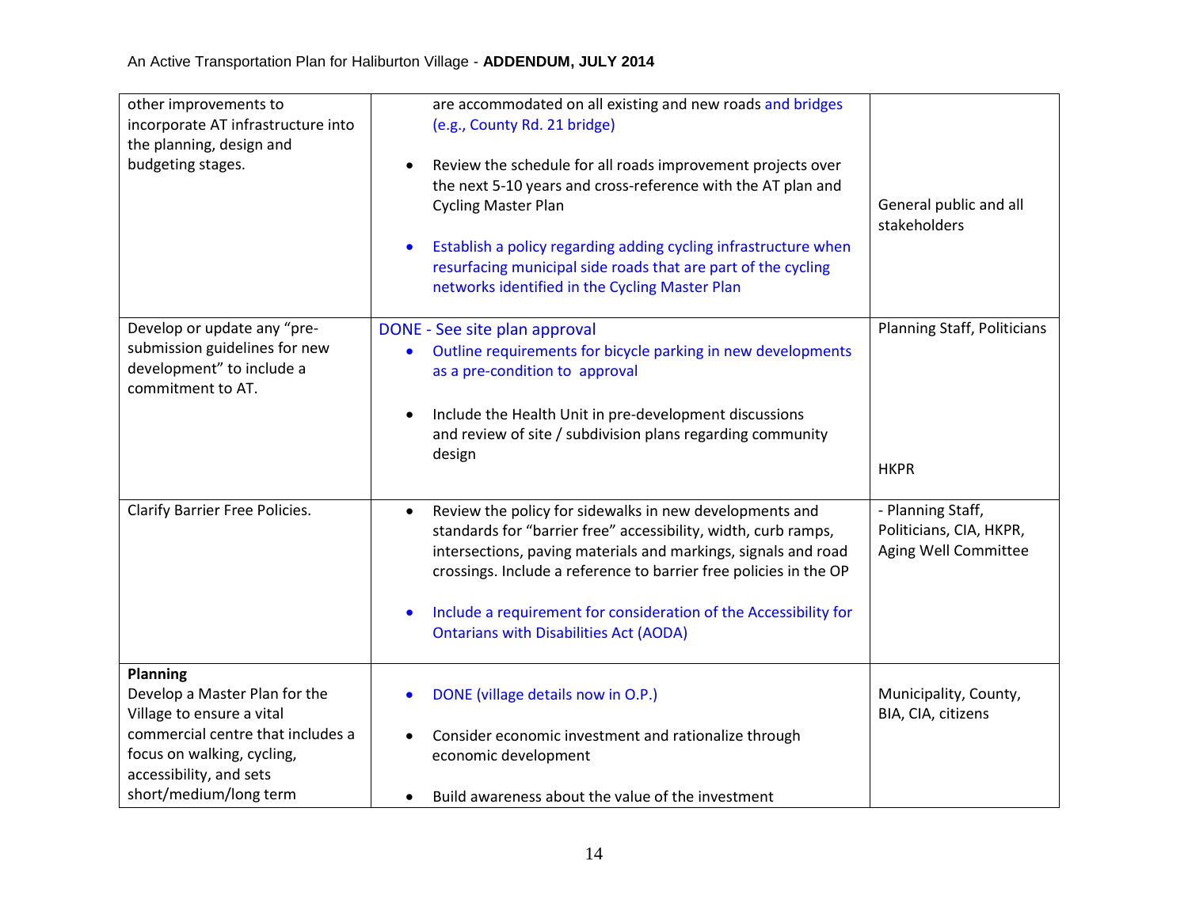| | | |
|---|---|---|
| other improvements to incorporate AT infrastructure into the planning, design and budgeting stages. | are accommodated on all existing and new roads and bridges (e.g., County Rd. 21 bridge)<br><br>• Review the schedule for all roads improvement projects over the next 5-10 years and cross-reference with the AT plan and Cycling Master Plan<br><br>• Establish a policy regarding adding cycling infrastructure when resurfacing municipal side roads that are part of the cycling networks identified in the Cycling Master Plan | General public and all stakeholders |
| Develop or update any "pre-submission guidelines for new development" to include a commitment to AT. | DONE - See site plan approval<br>• Outline requirements for bicycle parking in new developments as a pre-condition to approval<br><br>• Include the Health Unit in pre-development discussions and review of site / subdivision plans regarding community design | Planning Staff, Politicians<br><br>HKPR |
| Clarify Barrier Free Policies. | • Review the policy for sidewalks in new developments and standards for "barrier free" accessibility, width, curb ramps, intersections, paving materials and markings, signals and road crossings. Include a reference to barrier free policies in the OP<br><br>• Include a requirement for consideration of the Accessibility for Ontarians with Disabilities Act (AODA) | - Planning Staff, Politicians, CIA, HKPR, Aging Well Committee |
| **Planning**<br>Develop a Master Plan for the Village to ensure a vital commercial centre that includes a focus on walking, cycling, accessibility, and sets short/medium/long term | • DONE (village details now in O.P.)<br><br>• Consider economic investment and rationalize through economic development<br><br>• Build awareness about the value of the investment | Municipality, County, BIA, CIA, citizens |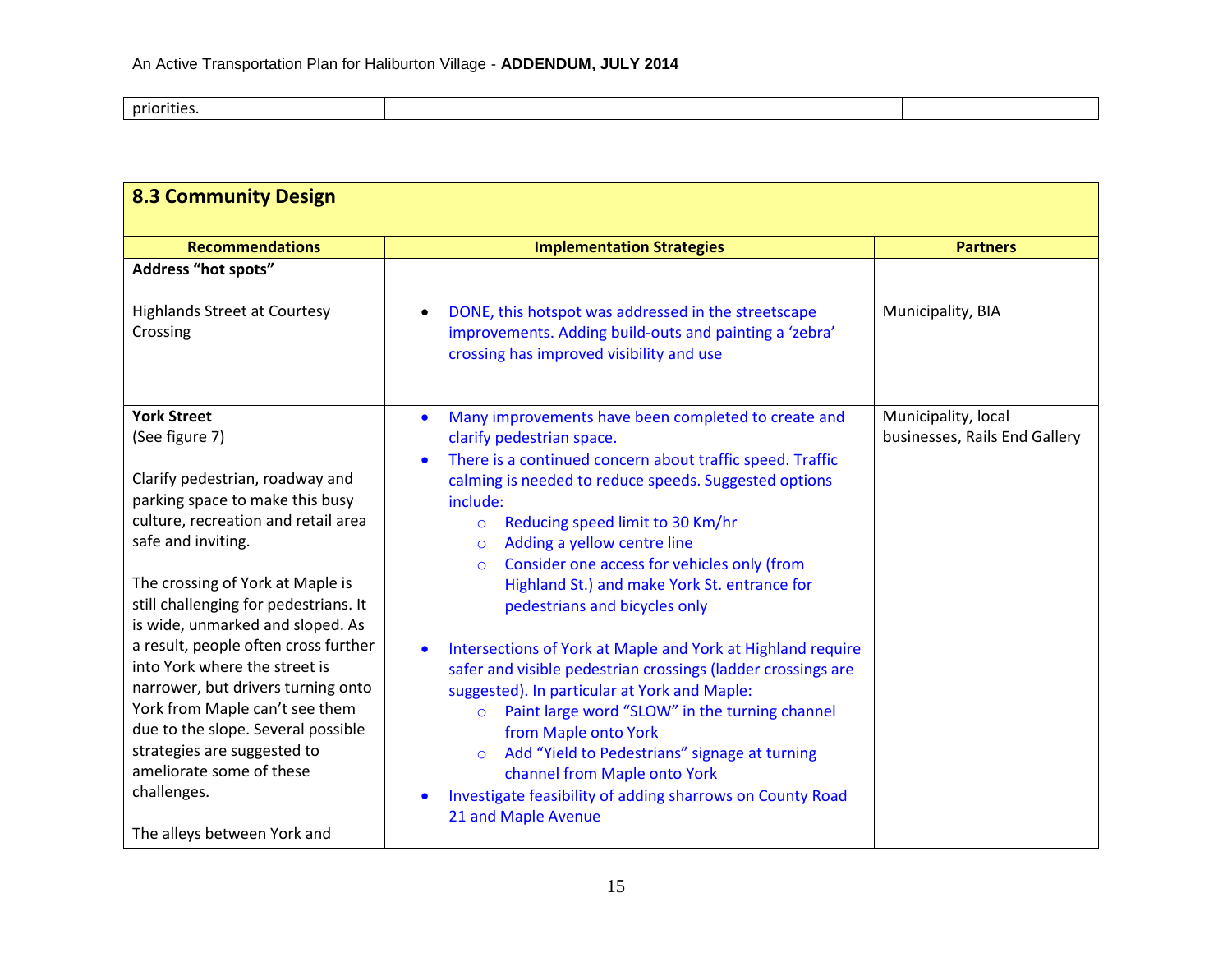| priorities. | | |
|---|---|---|

## 8.3 Community Design

| Recommendations | Implementation Strategies | Partners |
|---|---|---|
| **Address "hot spots"**<br><br>Highlands Street at Courtesy Crossing | • DONE, this hotspot was addressed in the streetscape improvements. Adding build-outs and painting a 'zebra' crossing has improved visibility and use | Municipality, BIA |
| **York Street**<br>(See figure 7)<br><br>Clarify pedestrian, roadway and parking space to make this busy culture, recreation and retail area safe and inviting.<br><br>The crossing of York at Maple is still challenging for pedestrians. It is wide, unmarked and sloped. As a result, people often cross further into York where the street is narrower, but drivers turning onto York from Maple can't see them due to the slope. Several possible strategies are suggested to ameliorate some of these challenges.<br><br>The alleys between York and | • Many improvements have been completed to create and clarify pedestrian space.<br>• There is a continued concern about traffic speed. Traffic calming is needed to reduce speeds. Suggested options include:<br>&nbsp;&nbsp;&nbsp;&nbsp;○ Reducing speed limit to 30 Km/hr<br>&nbsp;&nbsp;&nbsp;&nbsp;○ Adding a yellow centre line<br>&nbsp;&nbsp;&nbsp;&nbsp;○ Consider one access for vehicles only (from Highland St.) and make York St. entrance for pedestrians and bicycles only<br><br>• Intersections of York at Maple and York at Highland require safer and visible pedestrian crossings (ladder crossings are suggested). In particular at York and Maple:<br>&nbsp;&nbsp;&nbsp;&nbsp;○ Paint large word "SLOW" in the turning channel from Maple onto York<br>&nbsp;&nbsp;&nbsp;&nbsp;○ Add "Yield to Pedestrians" signage at turning channel from Maple onto York<br>• Investigate feasibility of adding sharrows on County Road 21 and Maple Avenue | Municipality, local businesses, Rails End Gallery |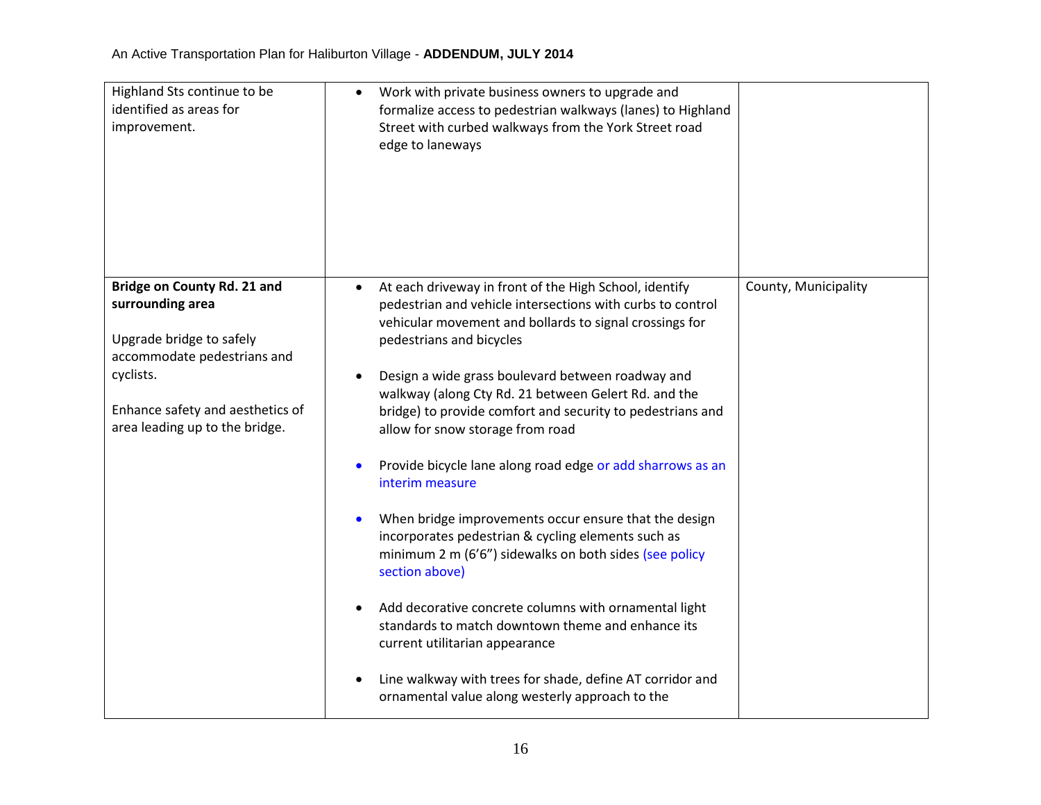| | | |
|---|---|---|
| Highland Sts continue to be identified as areas for improvement. | • Work with private business owners to upgrade and formalize access to pedestrian walkways (lanes) to Highland Street with curbed walkways from the York Street road edge to laneways | |
| **Bridge on County Rd. 21 and surrounding area**<br><br>Upgrade bridge to safely accommodate pedestrians and cyclists.<br><br>Enhance safety and aesthetics of area leading up to the bridge. | • At each driveway in front of the High School, identify pedestrian and vehicle intersections with curbs to control vehicular movement and bollards to signal crossings for pedestrians and bicycles<br><br>• Design a wide grass boulevard between roadway and walkway (along Cty Rd. 21 between Gelert Rd. and the bridge) to provide comfort and security to pedestrians and allow for snow storage from road<br><br>• Provide bicycle lane along road edge or add sharrows as an interim measure<br><br>• When bridge improvements occur ensure that the design incorporates pedestrian & cycling elements such as minimum 2 m (6'6") sidewalks on both sides (see policy section above)<br><br>• Add decorative concrete columns with ornamental light standards to match downtown theme and enhance its current utilitarian appearance<br><br>• Line walkway with trees for shade, define AT corridor and ornamental value along westerly approach to the | County, Municipality |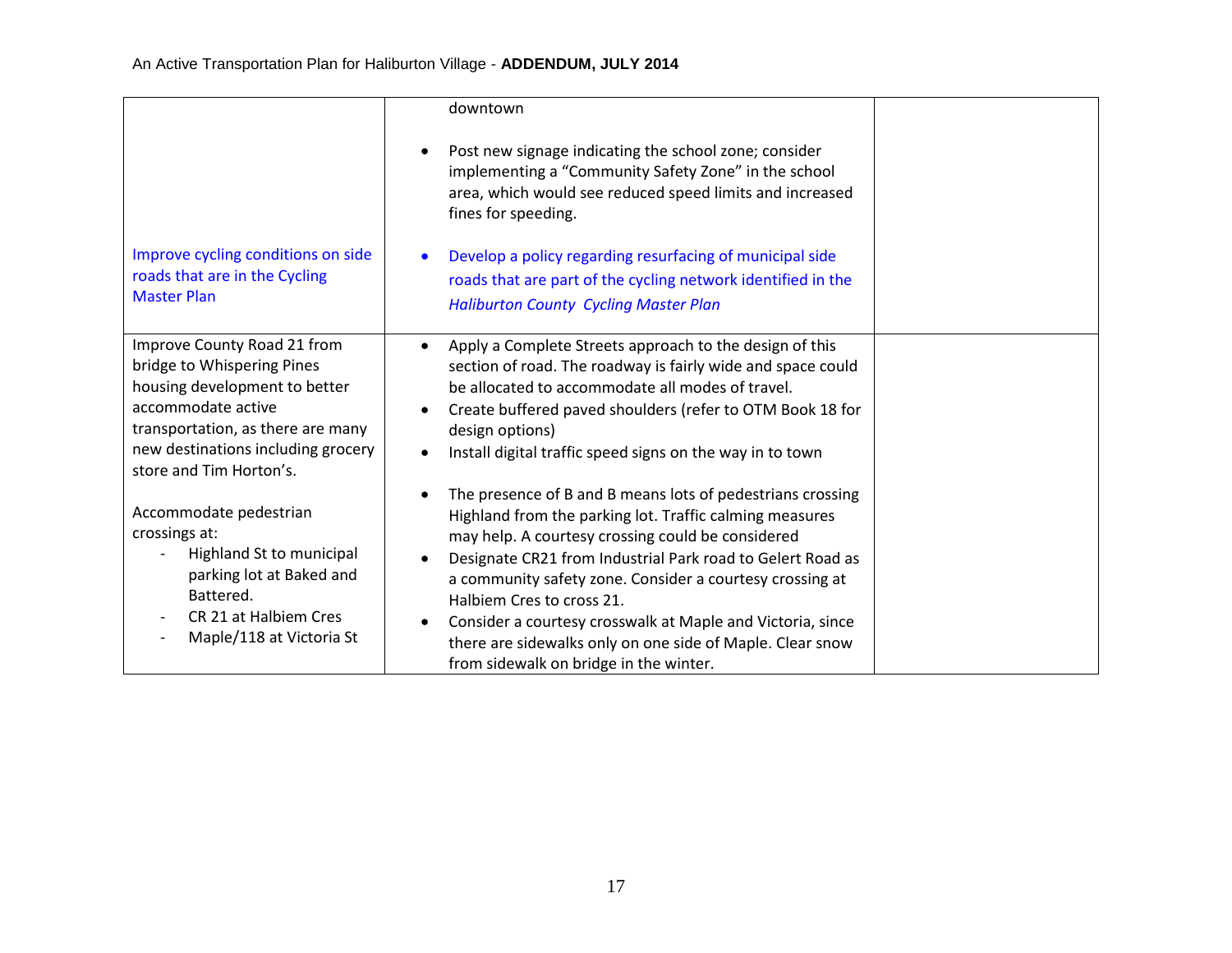| | | |
|---|---|---|
| | downtown<br><br>• Post new signage indicating the school zone; consider implementing a "Community Safety Zone" in the school area, which would see reduced speed limits and increased fines for speeding. | |
| Improve cycling conditions on side roads that are in the Cycling Master Plan | • Develop a policy regarding resurfacing of municipal side roads that are part of the cycling network identified in the *Haliburton County Cycling Master Plan* | |
| Improve County Road 21 from bridge to Whispering Pines housing development to better accommodate active transportation, as there are many new destinations including grocery store and Tim Horton's.<br><br>Accommodate pedestrian crossings at:<br>- Highland St to municipal parking lot at Baked and Battered.<br>- CR 21 at Halbiem Cres<br>- Maple/118 at Victoria St | • Apply a Complete Streets approach to the design of this section of road. The roadway is fairly wide and space could be allocated to accommodate all modes of travel.<br>• Create buffered paved shoulders (refer to OTM Book 18 for design options)<br>• Install digital traffic speed signs on the way in to town<br><br>• The presence of B and B means lots of pedestrians crossing Highland from the parking lot. Traffic calming measures may help. A courtesy crossing could be considered<br>• Designate CR21 from Industrial Park road to Gelert Road as a community safety zone. Consider a courtesy crossing at Halbiem Cres to cross 21.<br>• Consider a courtesy crosswalk at Maple and Victoria, since there are sidewalks only on one side of Maple. Clear snow from sidewalk on bridge in the winter. | |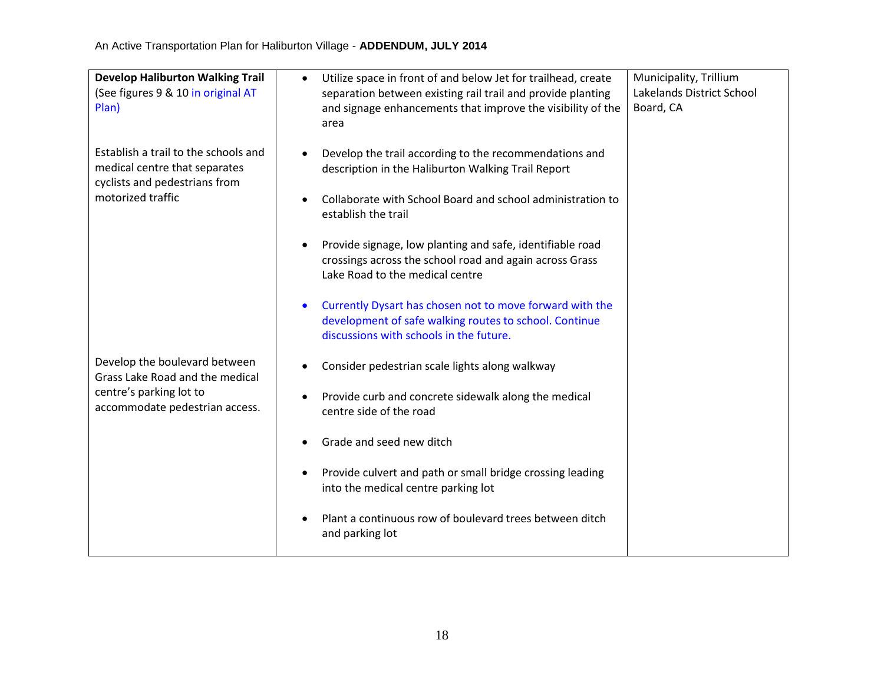| | | |
|---|---|---|
| **Develop Haliburton Walking Trail** (See figures 9 & 10 in original AT Plan)<br><br>Establish a trail to the schools and medical centre that separates cyclists and pedestrians from motorized traffic | • Utilize space in front of and below Jet for trailhead, create separation between existing rail trail and provide planting and signage enhancements that improve the visibility of the area<br><br>• Develop the trail according to the recommendations and description in the Haliburton Walking Trail Report<br><br>• Collaborate with School Board and school administration to establish the trail<br><br>• Provide signage, low planting and safe, identifiable road crossings across the school road and again across Grass Lake Road to the medical centre<br><br>• Currently Dysart has chosen not to move forward with the development of safe walking routes to school. Continue discussions with schools in the future. | Municipality, Trillium Lakelands District School Board, CA |
| Develop the boulevard between Grass Lake Road and the medical centre's parking lot to accommodate pedestrian access. | • Consider pedestrian scale lights along walkway<br><br>• Provide curb and concrete sidewalk along the medical centre side of the road<br><br>• Grade and seed new ditch<br><br>• Provide culvert and path or small bridge crossing leading into the medical centre parking lot<br><br>• Plant a continuous row of boulevard trees between ditch and parking lot | |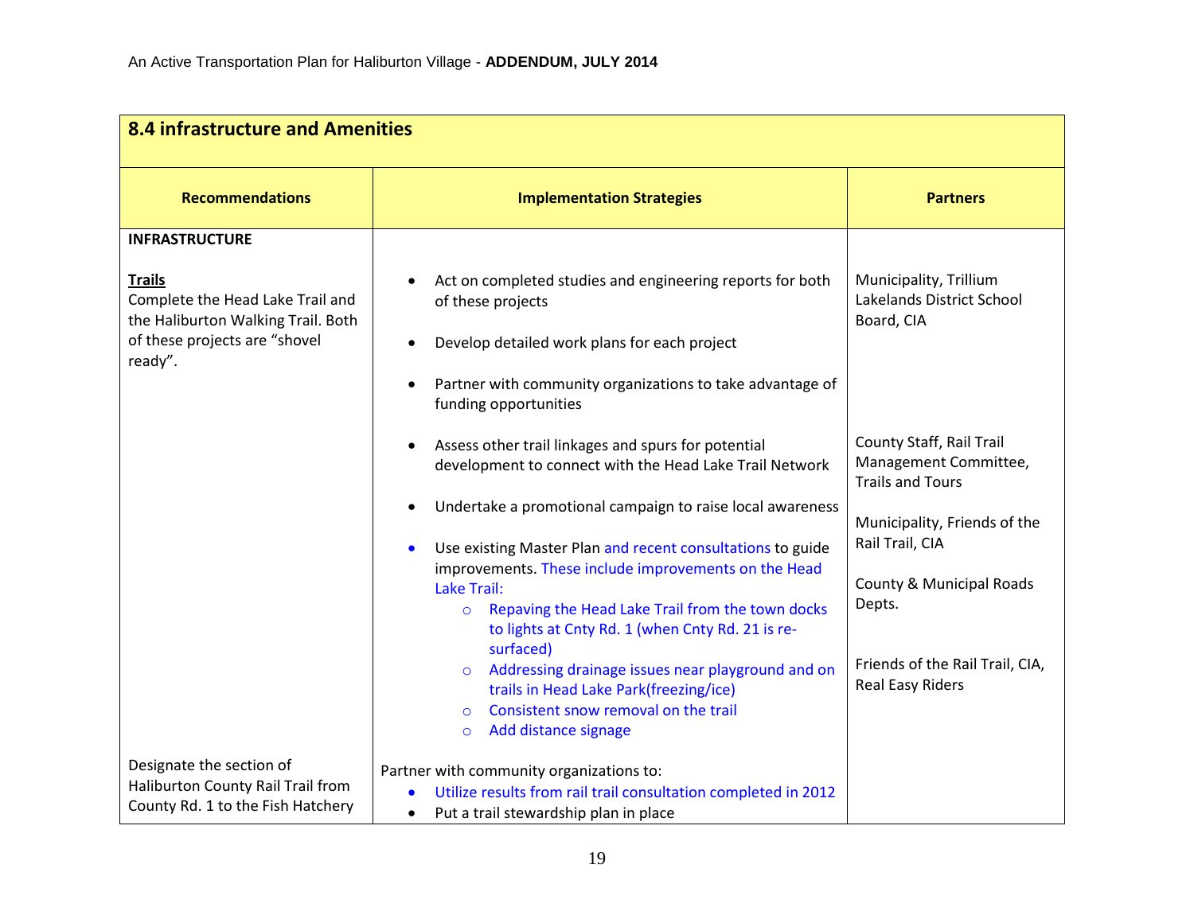| 8.4 infrastructure and Amenities | | |
|---|---|---|
| **Recommendations** | **Implementation Strategies** | **Partners** |
| **INFRASTRUCTURE**<br><br>**Trails**<br>Complete the Head Lake Trail and the Haliburton Walking Trail. Both of these projects are "shovel ready". | • Act on completed studies and engineering reports for both of these projects<br>• Develop detailed work plans for each project<br>• Partner with community organizations to take advantage of funding opportunities | Municipality, Trillium Lakelands District School Board, CIA |
| | • Assess other trail linkages and spurs for potential development to connect with the Head Lake Trail Network | County Staff, Rail Trail Management Committee, Trails and Tours |
| | • Undertake a promotional campaign to raise local awareness | Municipality, Friends of the Rail Trail, CIA |
| | • Use existing Master Plan and recent consultations to guide improvements. These include improvements on the Head Lake Trail:<br>  ○ Repaving the Head Lake Trail from the town docks to lights at Cnty Rd. 1 (when Cnty Rd. 21 is re-surfaced)<br>  ○ Addressing drainage issues near playground and on trails in Head Lake Park(freezing/ice)<br>  ○ Consistent snow removal on the trail<br>  ○ Add distance signage | County & Municipal Roads Depts.<br><br>Friends of the Rail Trail, CIA, Real Easy Riders |
| Designate the section of Haliburton County Rail Trail from County Rd. 1 to the Fish Hatchery | Partner with community organizations to:<br>• Utilize results from rail trail consultation completed in 2012<br>• Put a trail stewardship plan in place | |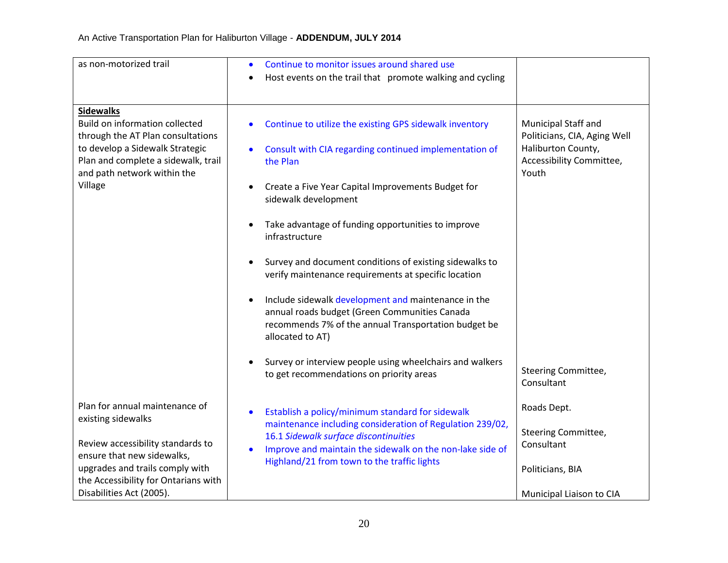| | | |
|---|---|---|
| as non-motorized trail | • Continue to monitor issues around shared use<br>• Host events on the trail that promote walking and cycling | |
| **<u>Sidewalks</u>**<br>Build on information collected through the AT Plan consultations to develop a Sidewalk Strategic Plan and complete a sidewalk, trail and path network within the Village | • Continue to utilize the existing GPS sidewalk inventory<br>• Consult with CIA regarding continued implementation of the Plan<br>• Create a Five Year Capital Improvements Budget for sidewalk development<br>• Take advantage of funding opportunities to improve infrastructure<br>• Survey and document conditions of existing sidewalks to verify maintenance requirements at specific location<br>• Include sidewalk development and maintenance in the annual roads budget (Green Communities Canada recommends 7% of the annual Transportation budget be allocated to AT)<br>• Survey or interview people using wheelchairs and walkers to get recommendations on priority areas | Municipal Staff and Politicians, CIA, Aging Well Haliburton County, Accessibility Committee, Youth<br><br>Steering Committee, Consultant |
| Plan for annual maintenance of existing sidewalks<br><br>Review accessibility standards to ensure that new sidewalks, upgrades and trails comply with the Accessibility for Ontarians with Disabilities Act (2005). | • Establish a policy/minimum standard for sidewalk maintenance including consideration of Regulation 239/02, 16.1 *Sidewalk surface discontinuities*<br>• Improve and maintain the sidewalk on the non-lake side of Highland/21 from town to the traffic lights | Roads Dept.<br><br>Steering Committee, Consultant<br><br>Politicians, BIA<br><br>Municipal Liaison to CIA |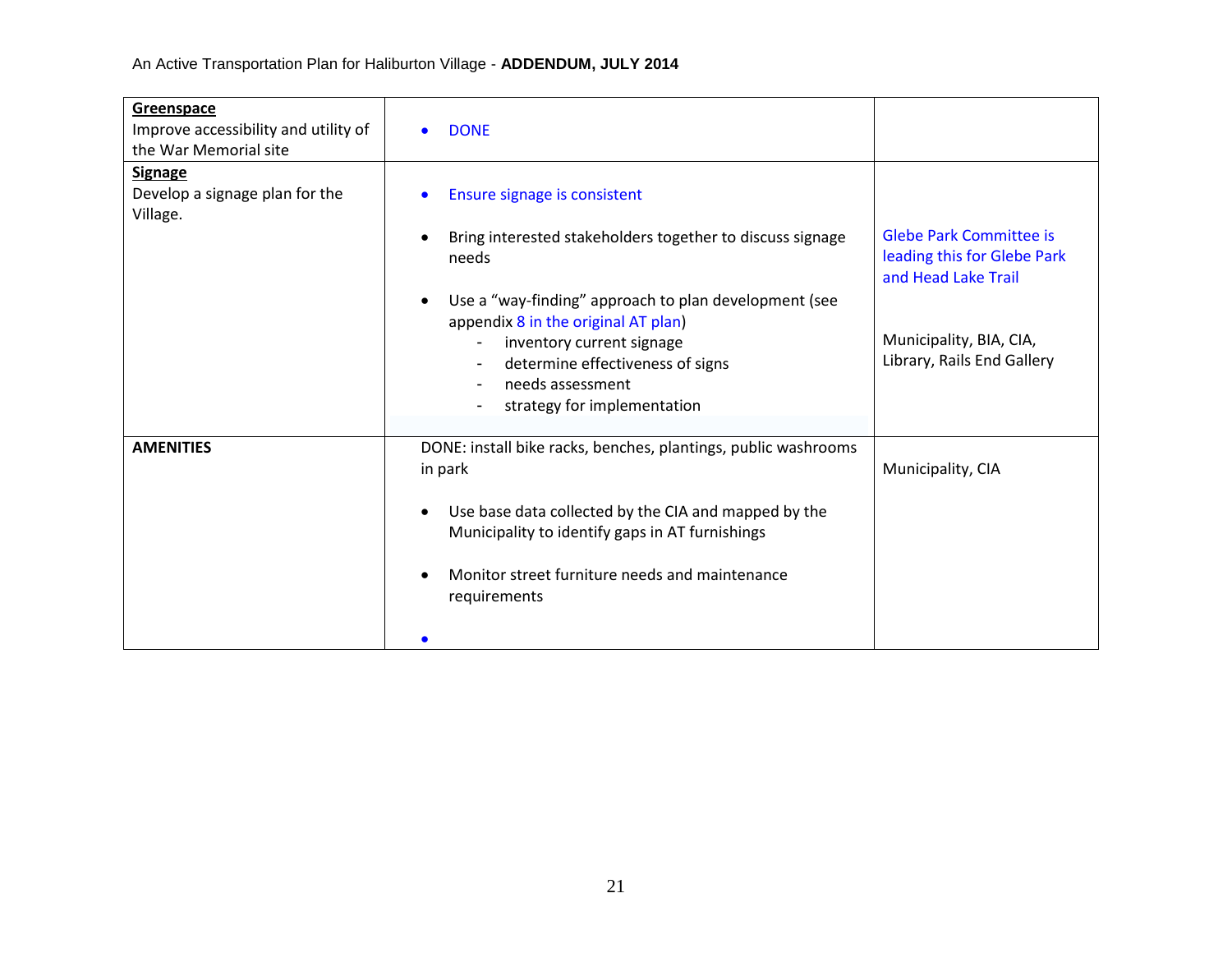| | | |
|---|---|---|
| **Greenspace**<br>Improve accessibility and utility of the War Memorial site | • DONE | |
| **Signage**<br>Develop a signage plan for the Village. | • Ensure signage is consistent<br><br>• Bring interested stakeholders together to discuss signage needs<br><br>• Use a "way-finding" approach to plan development (see appendix 8 in the original AT plan)<br>- inventory current signage<br>- determine effectiveness of signs<br>- needs assessment<br>- strategy for implementation | Glebe Park Committee is leading this for Glebe Park and Head Lake Trail<br><br>Municipality, BIA, CIA, Library, Rails End Gallery |
| **AMENITIES** | DONE: install bike racks, benches, plantings, public washrooms in park<br><br>• Use base data collected by the CIA and mapped by the Municipality to identify gaps in AT furnishings<br><br>• Monitor street furniture needs and maintenance requirements<br><br>• | Municipality, CIA |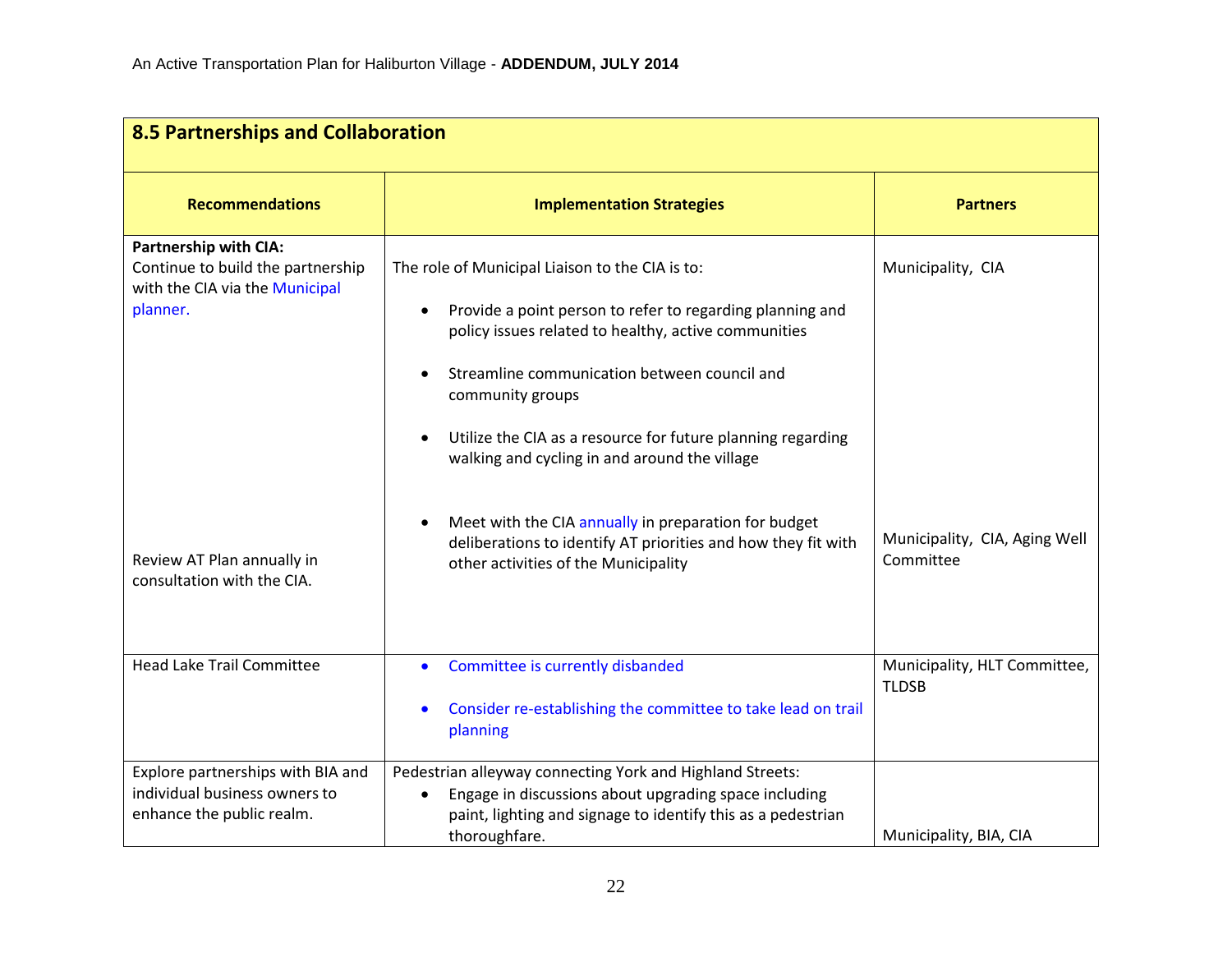| 8.5 Partnerships and Collaboration | | |
|---|---|---|
| **Recommendations** | **Implementation Strategies** | **Partners** |
| **Partnership with CIA:** Continue to build the partnership with the CIA via the Municipal planner. | The role of Municipal Liaison to the CIA is to:<br>• Provide a point person to refer to regarding planning and policy issues related to healthy, active communities<br>• Streamline communication between council and community groups<br>• Utilize the CIA as a resource for future planning regarding walking and cycling in and around the village | Municipality, CIA |
| Review AT Plan annually in consultation with the CIA. | • Meet with the CIA annually in preparation for budget deliberations to identify AT priorities and how they fit with other activities of the Municipality | Municipality, CIA, Aging Well Committee |
| Head Lake Trail Committee | • Committee is currently disbanded<br>• Consider re-establishing the committee to take lead on trail planning | Municipality, HLT Committee, TLDSB |
| Explore partnerships with BIA and individual business owners to enhance the public realm. | Pedestrian alleyway connecting York and Highland Streets:<br>• Engage in discussions about upgrading space including paint, lighting and signage to identify this as a pedestrian thoroughfare. | Municipality, BIA, CIA |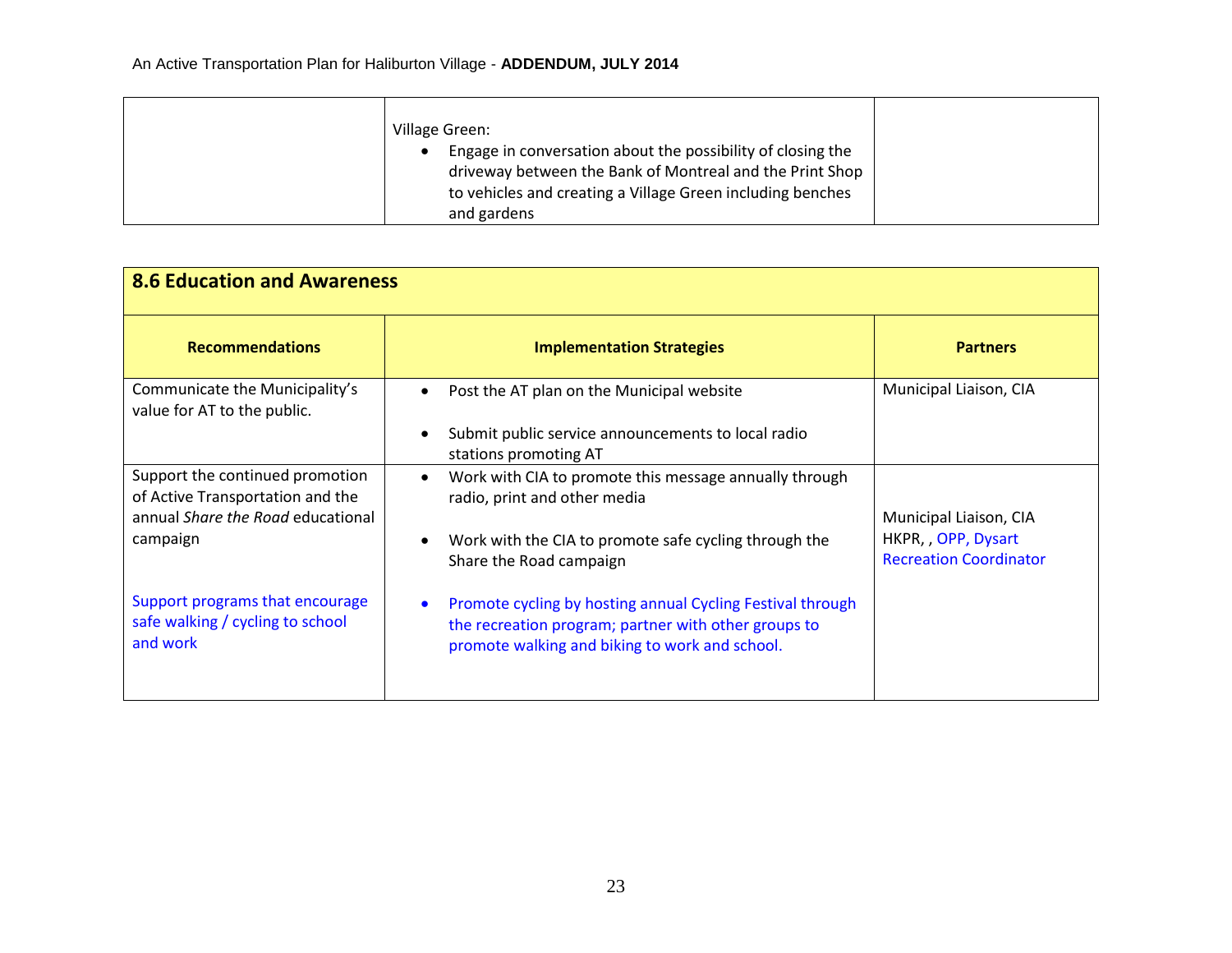| | | |
|---|---|---|
| | Village Green:<br>• Engage in conversation about the possibility of closing the driveway between the Bank of Montreal and the Print Shop to vehicles and creating a Village Green including benches and gardens | |

| 8.6 Education and Awareness | | |
|---|---|---|
| **Recommendations** | **Implementation Strategies** | **Partners** |
| Communicate the Municipality's value for AT to the public. | • Post the AT plan on the Municipal website<br>• Submit public service announcements to local radio stations promoting AT | Municipal Liaison, CIA |
| Support the continued promotion of Active Transportation and the annual *Share the Road* educational campaign<br><br>Support programs that encourage safe walking / cycling to school and work | • Work with CIA to promote this message annually through radio, print and other media<br>• Work with the CIA to promote safe cycling through the Share the Road campaign<br>• Promote cycling by hosting annual Cycling Festival through the recreation program; partner with other groups to promote walking and biking to work and school. | Municipal Liaison, CIA HKPR, , OPP, Dysart Recreation Coordinator |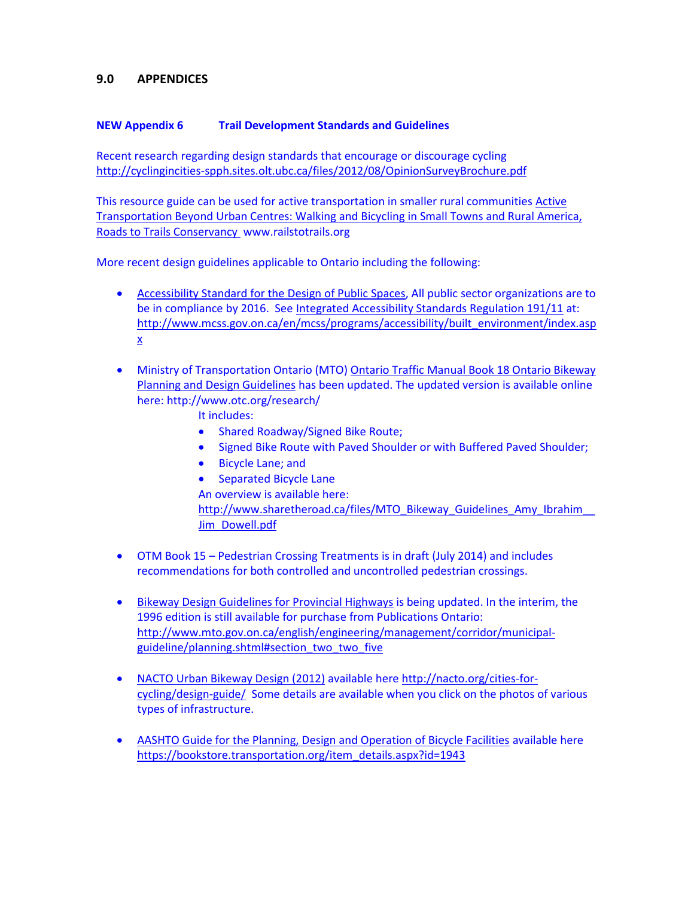## 9.0 APPENDICES

### NEW Appendix 6 Trail Development Standards and Guidelines

Recent research regarding design standards that encourage or discourage cycling http://cyclingincities-spph.sites.olt.ubc.ca/files/2012/08/OpinionSurveyBrochure.pdf

This resource guide can be used for active transportation in smaller rural communities Active Transportation Beyond Urban Centres: Walking and Bicycling in Small Towns and Rural America, Roads to Trails Conservancy www.railstotrails.org

More recent design guidelines applicable to Ontario including the following:

- Accessibility Standard for the Design of Public Spaces, All public sector organizations are to be in compliance by 2016. See Integrated Accessibility Standards Regulation 191/11 at: http://www.mcss.gov.on.ca/en/mcss/programs/accessibility/built_environment/index.aspx

- Ministry of Transportation Ontario (MTO) Ontario Traffic Manual Book 18 Ontario Bikeway Planning and Design Guidelines has been updated. The updated version is available online here: http://www.otc.org/research/

  It includes:
  - Shared Roadway/Signed Bike Route;
  - Signed Bike Route with Paved Shoulder or with Buffered Paved Shoulder;
  - Bicycle Lane; and
  - Separated Bicycle Lane

  An overview is available here: http://www.sharetheroad.ca/files/MTO_Bikeway_Guidelines_Amy_Ibrahim__Jim_Dowell.pdf

- OTM Book 15 – Pedestrian Crossing Treatments is in draft (July 2014) and includes recommendations for both controlled and uncontrolled pedestrian crossings.

- Bikeway Design Guidelines for Provincial Highways is being updated. In the interim, the 1996 edition is still available for purchase from Publications Ontario: http://www.mto.gov.on.ca/english/engineering/management/corridor/municipal-guideline/planning.shtml#section_two_two_five

- NACTO Urban Bikeway Design (2012) available here http://nacto.org/cities-for-cycling/design-guide/ Some details are available when you click on the photos of various types of infrastructure.

- AASHTO Guide for the Planning, Design and Operation of Bicycle Facilities available here https://bookstore.transportation.org/item_details.aspx?id=1943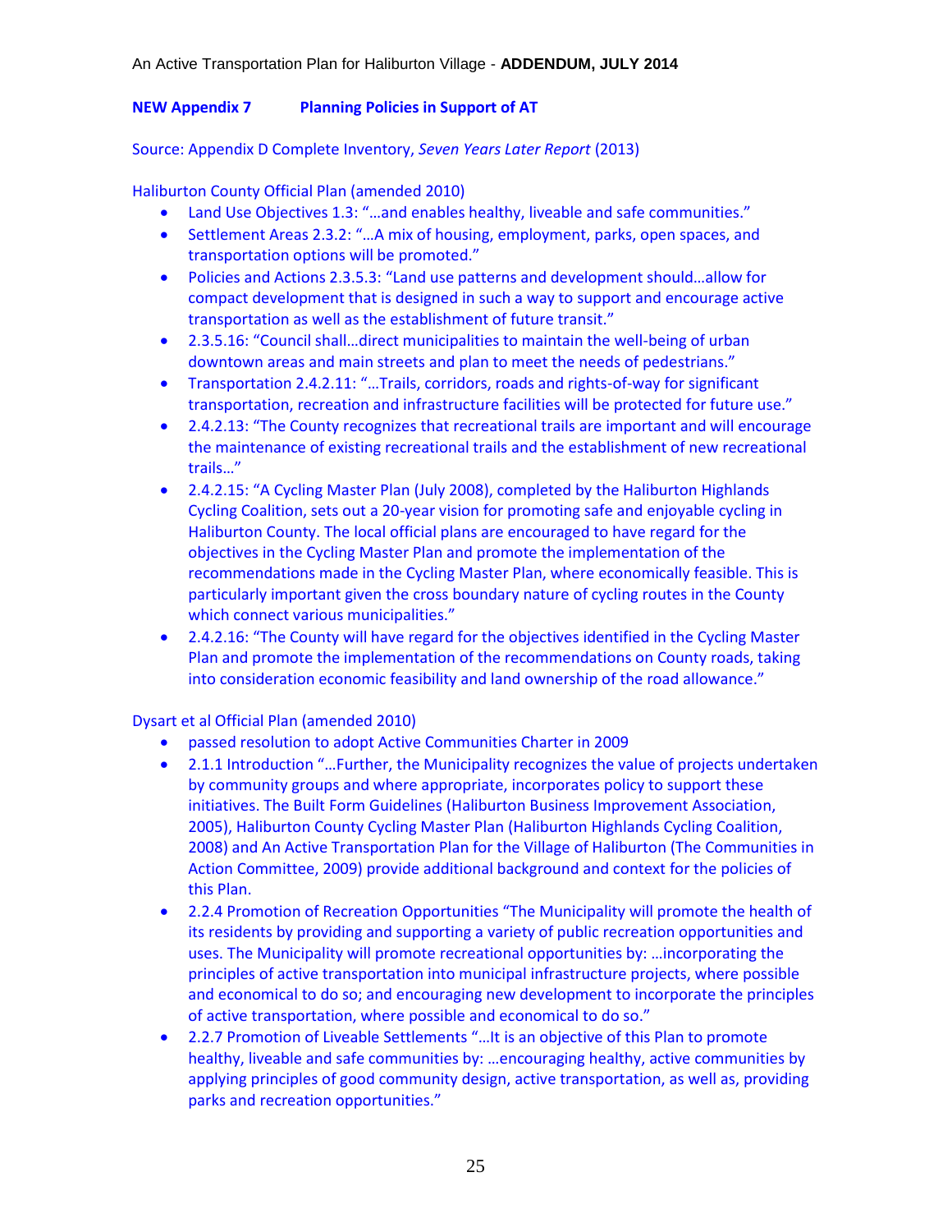## NEW Appendix 7 Planning Policies in Support of AT

Source: Appendix D Complete Inventory, *Seven Years Later Report* (2013)

Haliburton County Official Plan (amended 2010)

- Land Use Objectives 1.3: "…and enables healthy, liveable and safe communities."
- Settlement Areas 2.3.2: "…A mix of housing, employment, parks, open spaces, and transportation options will be promoted."
- Policies and Actions 2.3.5.3: "Land use patterns and development should…allow for compact development that is designed in such a way to support and encourage active transportation as well as the establishment of future transit."
- 2.3.5.16: "Council shall…direct municipalities to maintain the well-being of urban downtown areas and main streets and plan to meet the needs of pedestrians."
- Transportation 2.4.2.11: "…Trails, corridors, roads and rights-of-way for significant transportation, recreation and infrastructure facilities will be protected for future use."
- 2.4.2.13: "The County recognizes that recreational trails are important and will encourage the maintenance of existing recreational trails and the establishment of new recreational trails…"
- 2.4.2.15: "A Cycling Master Plan (July 2008), completed by the Haliburton Highlands Cycling Coalition, sets out a 20-year vision for promoting safe and enjoyable cycling in Haliburton County. The local official plans are encouraged to have regard for the objectives in the Cycling Master Plan and promote the implementation of the recommendations made in the Cycling Master Plan, where economically feasible. This is particularly important given the cross boundary nature of cycling routes in the County which connect various municipalities."
- 2.4.2.16: "The County will have regard for the objectives identified in the Cycling Master Plan and promote the implementation of the recommendations on County roads, taking into consideration economic feasibility and land ownership of the road allowance."

Dysart et al Official Plan (amended 2010)

- passed resolution to adopt Active Communities Charter in 2009
- 2.1.1 Introduction "…Further, the Municipality recognizes the value of projects undertaken by community groups and where appropriate, incorporates policy to support these initiatives. The Built Form Guidelines (Haliburton Business Improvement Association, 2005), Haliburton County Cycling Master Plan (Haliburton Highlands Cycling Coalition, 2008) and An Active Transportation Plan for the Village of Haliburton (The Communities in Action Committee, 2009) provide additional background and context for the policies of this Plan.
- 2.2.4 Promotion of Recreation Opportunities "The Municipality will promote the health of its residents by providing and supporting a variety of public recreation opportunities and uses. The Municipality will promote recreational opportunities by: …incorporating the principles of active transportation into municipal infrastructure projects, where possible and economical to do so; and encouraging new development to incorporate the principles of active transportation, where possible and economical to do so."
- 2.2.7 Promotion of Liveable Settlements "…It is an objective of this Plan to promote healthy, liveable and safe communities by: …encouraging healthy, active communities by applying principles of good community design, active transportation, as well as, providing parks and recreation opportunities."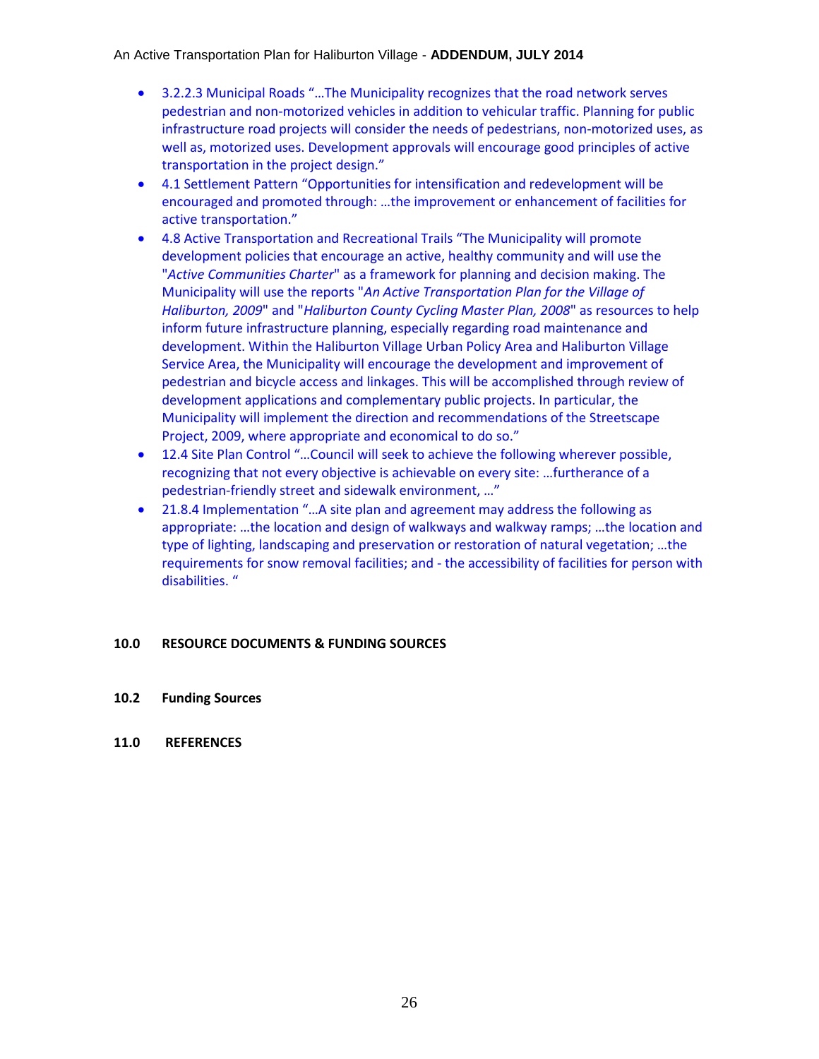- 3.2.2.3 Municipal Roads "…The Municipality recognizes that the road network serves pedestrian and non-motorized vehicles in addition to vehicular traffic. Planning for public infrastructure road projects will consider the needs of pedestrians, non-motorized uses, as well as, motorized uses. Development approvals will encourage good principles of active transportation in the project design."
- 4.1 Settlement Pattern "Opportunities for intensification and redevelopment will be encouraged and promoted through: …the improvement or enhancement of facilities for active transportation."
- 4.8 Active Transportation and Recreational Trails "The Municipality will promote development policies that encourage an active, healthy community and will use the "*Active Communities Charter*" as a framework for planning and decision making. The Municipality will use the reports "*An Active Transportation Plan for the Village of Haliburton, 2009*" and "*Haliburton County Cycling Master Plan, 2008*" as resources to help inform future infrastructure planning, especially regarding road maintenance and development. Within the Haliburton Village Urban Policy Area and Haliburton Village Service Area, the Municipality will encourage the development and improvement of pedestrian and bicycle access and linkages. This will be accomplished through review of development applications and complementary public projects. In particular, the Municipality will implement the direction and recommendations of the Streetscape Project, 2009, where appropriate and economical to do so."
- 12.4 Site Plan Control "…Council will seek to achieve the following wherever possible, recognizing that not every objective is achievable on every site: …furtherance of a pedestrian-friendly street and sidewalk environment, …"
- 21.8.4 Implementation "…A site plan and agreement may address the following as appropriate: …the location and design of walkways and walkway ramps; …the location and type of lighting, landscaping and preservation or restoration of natural vegetation; …the requirements for snow removal facilities; and - the accessibility of facilities for person with disabilities. "

## 10.0 RESOURCE DOCUMENTS & FUNDING SOURCES

### 10.2 Funding Sources

## 11.0 REFERENCES